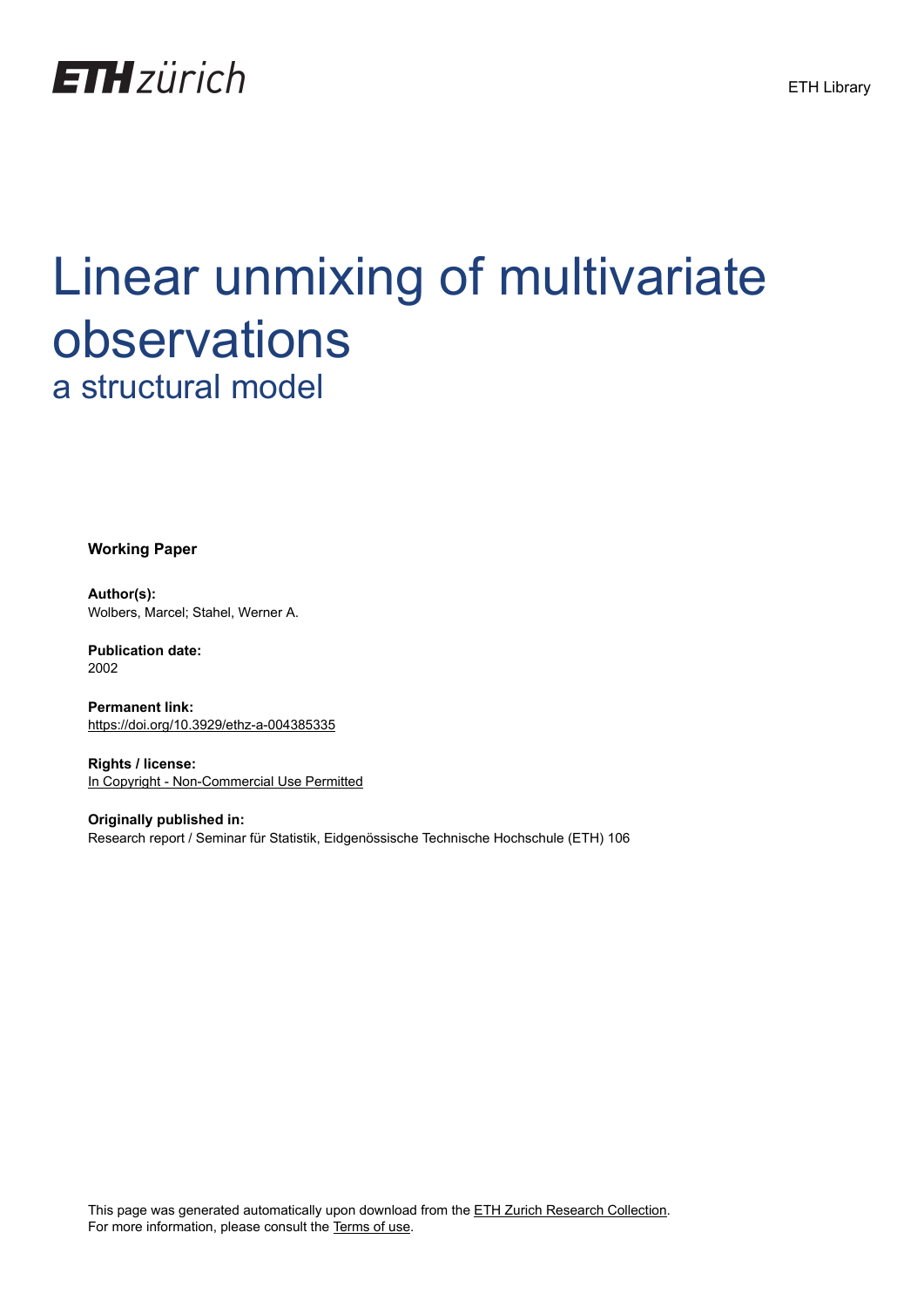ETH zürich

ETH Library

# Linear unmixing of multivariate observations

## a structural model

**Working Paper**

**Author(s):**
Wolbers, Marcel; Stahel, Werner A.

**Publication date:**
2002

**Permanent link:**
https://doi.org/10.3929/ethz-a-004385335

**Rights / license:**
In Copyright - Non-Commercial Use Permitted

**Originally published in:**
Research report / Seminar für Statistik, Eidgenössische Technische Hochschule (ETH) 106

This page was generated automatically upon download from the ETH Zurich Research Collection.
For more information, please consult the Terms of use.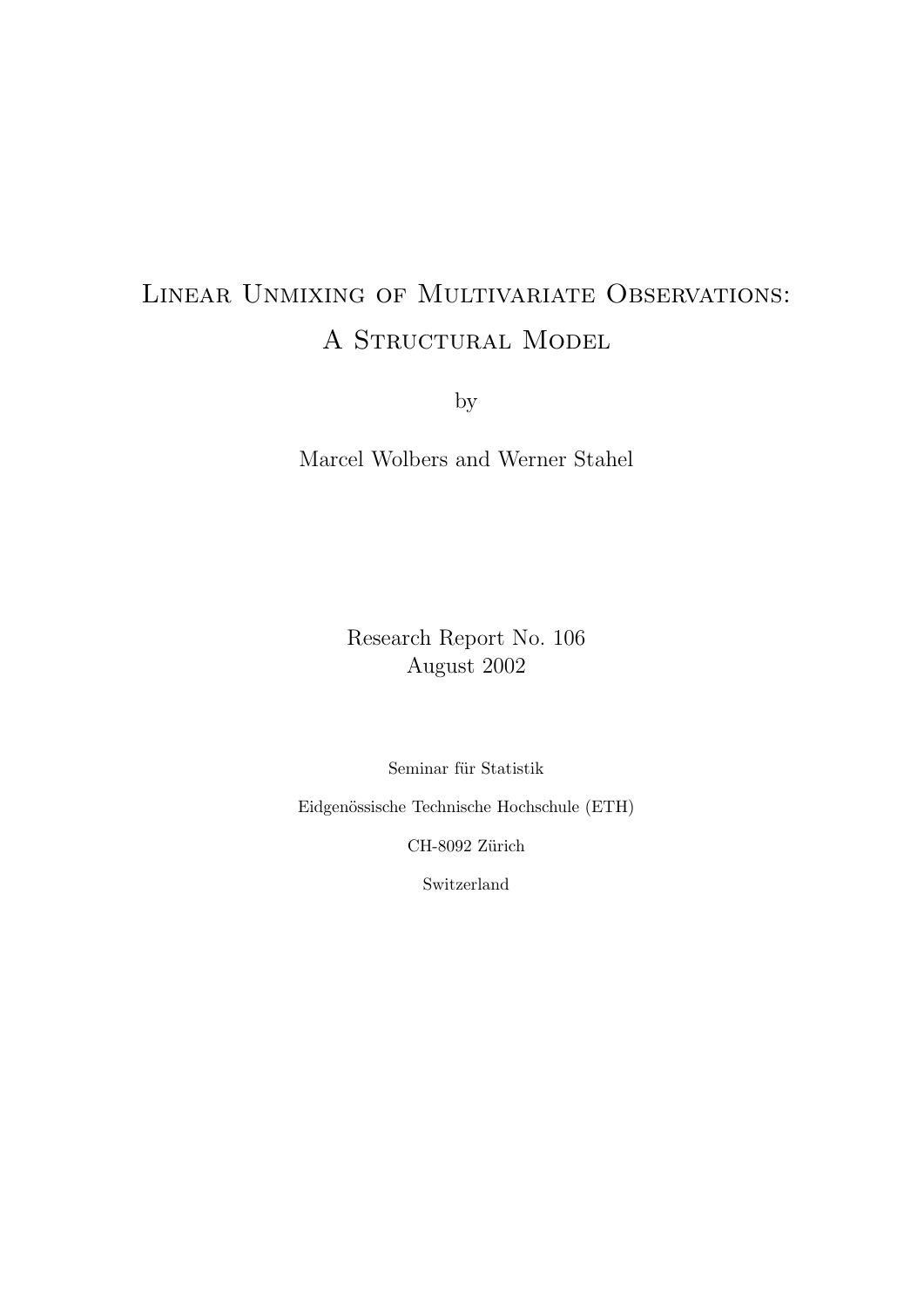# Linear Unmixing of Multivariate Observations: A Structural Model

by

Marcel Wolbers and Werner Stahel

Research Report No. 106
August 2002

Seminar für Statistik

Eidgenössische Technische Hochschule (ETH)

CH-8092 Zürich

Switzerland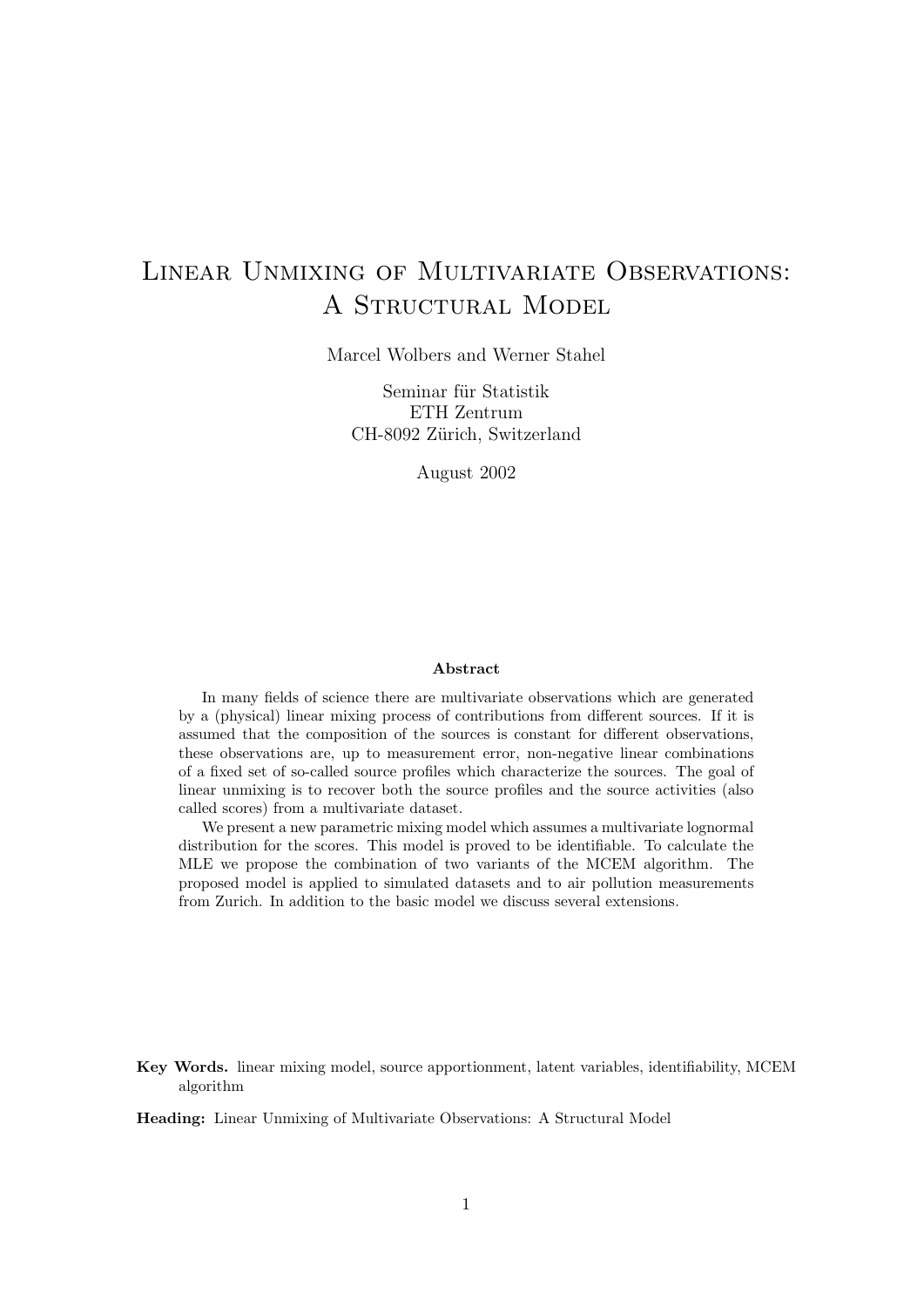# Linear Unmixing of Multivariate Observations: A Structural Model

Marcel Wolbers and Werner Stahel

Seminar für Statistik
ETH Zentrum
CH-8092 Zürich, Switzerland

August 2002

**Abstract**

In many fields of science there are multivariate observations which are generated by a (physical) linear mixing process of contributions from different sources. If it is assumed that the composition of the sources is constant for different observations, these observations are, up to measurement error, non-negative linear combinations of a fixed set of so-called source profiles which characterize the sources. The goal of linear unmixing is to recover both the source profiles and the source activities (also called scores) from a multivariate dataset.

We present a new parametric mixing model which assumes a multivariate lognormal distribution for the scores. This model is proved to be identifiable. To calculate the MLE we propose the combination of two variants of the MCEM algorithm. The proposed model is applied to simulated datasets and to air pollution measurements from Zurich. In addition to the basic model we discuss several extensions.

**Key Words.** linear mixing model, source apportionment, latent variables, identifiability, MCEM algorithm

**Heading:** Linear Unmixing of Multivariate Observations: A Structural Model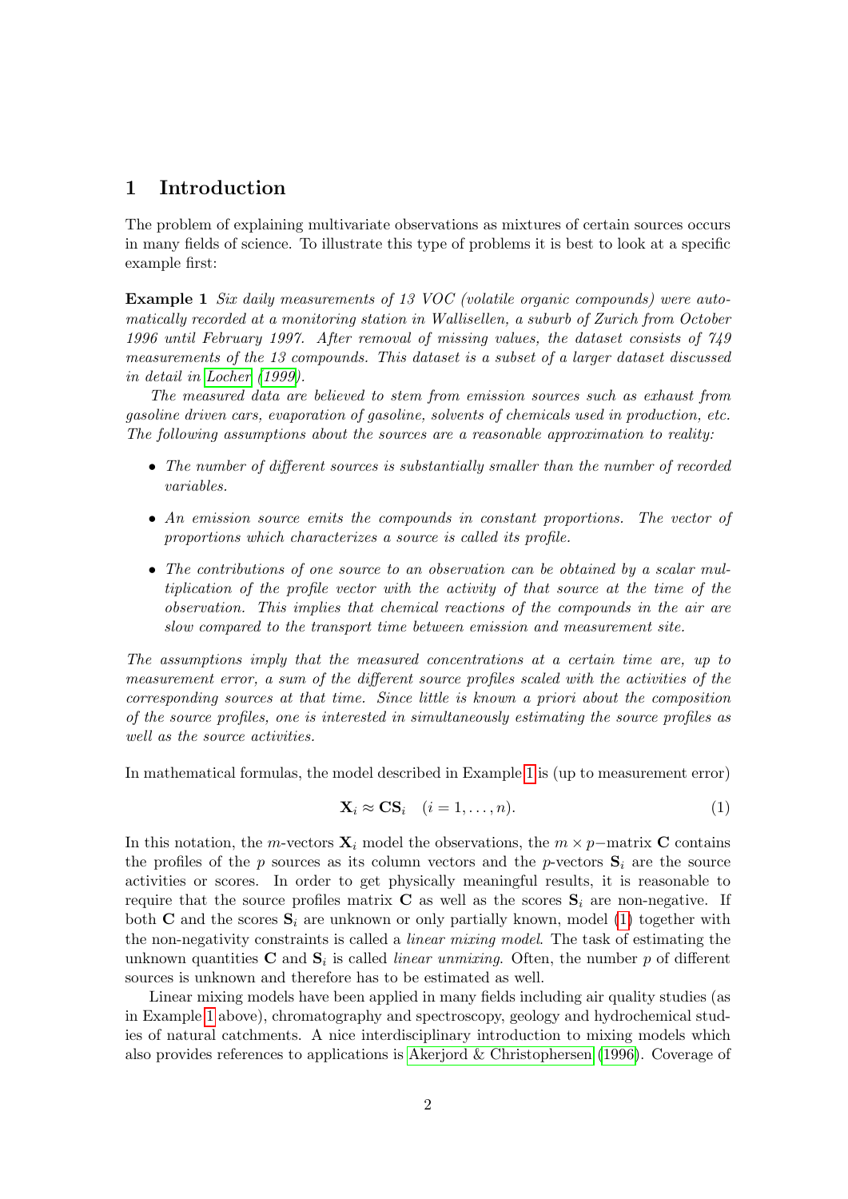# 1 Introduction

The problem of explaining multivariate observations as mixtures of certain sources occurs in many fields of science. To illustrate this type of problems it is best to look at a specific example first:

**Example 1** *Six daily measurements of 13 VOC (volatile organic compounds) were automatically recorded at a monitoring station in Wallisellen, a suburb of Zurich from October 1996 until February 1997. After removal of missing values, the dataset consists of 749 measurements of the 13 compounds. This dataset is a subset of a larger dataset discussed in detail in Locher (1999).*

*The measured data are believed to stem from emission sources such as exhaust from gasoline driven cars, evaporation of gasoline, solvents of chemicals used in production, etc. The following assumptions about the sources are a reasonable approximation to reality:*

- *The number of different sources is substantially smaller than the number of recorded variables.*
- *An emission source emits the compounds in constant proportions. The vector of proportions which characterizes a source is called its profile.*
- *The contributions of one source to an observation can be obtained by a scalar multiplication of the profile vector with the activity of that source at the time of the observation. This implies that chemical reactions of the compounds in the air are slow compared to the transport time between emission and measurement site.*

*The assumptions imply that the measured concentrations at a certain time are, up to measurement error, a sum of the different source profiles scaled with the activities of the corresponding sources at that time. Since little is known a priori about the composition of the source profiles, one is interested in simultaneously estimating the source profiles as well as the source activities.*

In mathematical formulas, the model described in Example 1 is (up to measurement error)

$$\mathbf{X}_i \approx \mathbf{C}\mathbf{S}_i \quad (i = 1, \ldots, n). \tag{1}$$

In this notation, the $m$-vectors $\mathbf{X}_i$ model the observations, the $m \times p-$matrix $\mathbf{C}$ contains the profiles of the $p$ sources as its column vectors and the $p$-vectors $\mathbf{S}_i$ are the source activities or scores. In order to get physically meaningful results, it is reasonable to require that the source profiles matrix $\mathbf{C}$ as well as the scores $\mathbf{S}_i$ are non-negative. If both $\mathbf{C}$ and the scores $\mathbf{S}_i$ are unknown or only partially known, model (1) together with the non-negativity constraints is called a *linear mixing model*. The task of estimating the unknown quantities $\mathbf{C}$ and $\mathbf{S}_i$ is called *linear unmixing*. Often, the number $p$ of different sources is unknown and therefore has to be estimated as well.

Linear mixing models have been applied in many fields including air quality studies (as in Example 1 above), chromatography and spectroscopy, geology and hydrochemical studies of natural catchments. A nice interdisciplinary introduction to mixing models which also provides references to applications is Akerjord & Christophersen (1996). Coverage of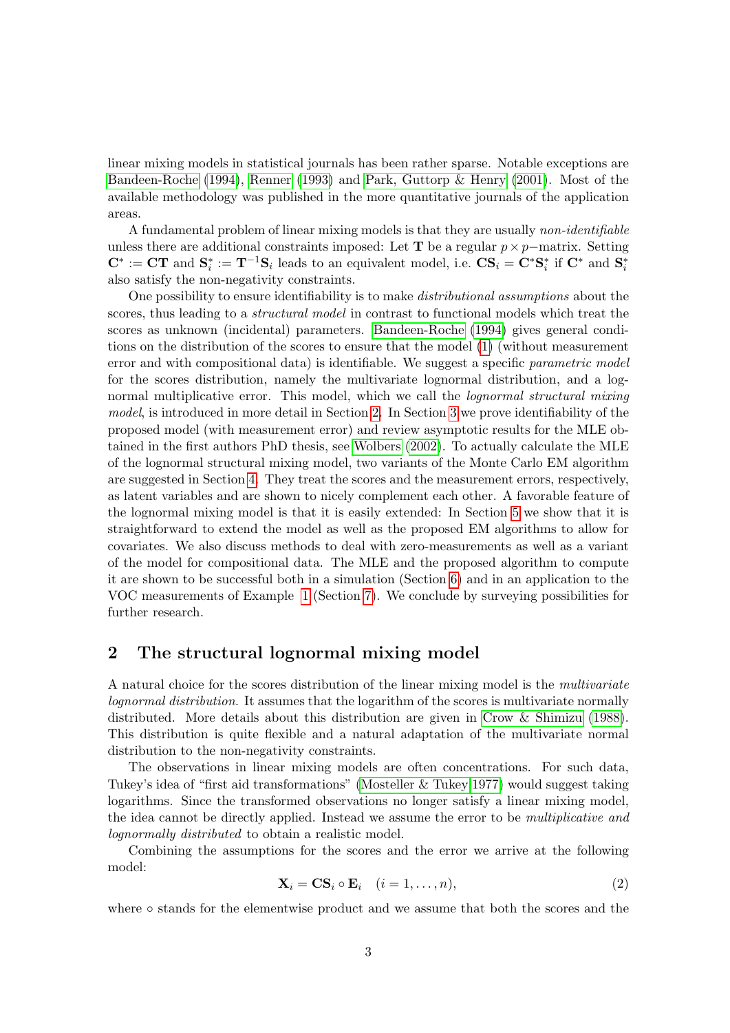linear mixing models in statistical journals has been rather sparse. Notable exceptions are Bandeen-Roche (1994), Renner (1993) and Park, Guttorp & Henry (2001). Most of the available methodology was published in the more quantitative journals of the application areas.

A fundamental problem of linear mixing models is that they are usually *non-identifiable* unless there are additional constraints imposed: Let $\mathbf{T}$ be a regular $p \times p-$matrix. Setting $\mathbf{C}^* := \mathbf{CT}$ and $\mathbf{S}_i^* := \mathbf{T}^{-1}\mathbf{S}_i$ leads to an equivalent model, i.e. $\mathbf{CS}_i = \mathbf{C}^*\mathbf{S}_i^*$ if $\mathbf{C}^*$ and $\mathbf{S}_i^*$ also satisfy the non-negativity constraints.

One possibility to ensure identifiability is to make *distributional assumptions* about the scores, thus leading to a *structural model* in contrast to functional models which treat the scores as unknown (incidental) parameters. Bandeen-Roche (1994) gives general conditions on the distribution of the scores to ensure that the model (1) (without measurement error and with compositional data) is identifiable. We suggest a specific *parametric model* for the scores distribution, namely the multivariate lognormal distribution, and a lognormal multiplicative error. This model, which we call the *lognormal structural mixing model*, is introduced in more detail in Section 2. In Section 3 we prove identifiability of the proposed model (with measurement error) and review asymptotic results for the MLE obtained in the first authors PhD thesis, see Wolbers (2002). To actually calculate the MLE of the lognormal structural mixing model, two variants of the Monte Carlo EM algorithm are suggested in Section 4. They treat the scores and the measurement errors, respectively, as latent variables and are shown to nicely complement each other. A favorable feature of the lognormal mixing model is that it is easily extended: In Section 5 we show that it is straightforward to extend the model as well as the proposed EM algorithms to allow for covariates. We also discuss methods to deal with zero-measurements as well as a variant of the model for compositional data. The MLE and the proposed algorithm to compute it are shown to be successful both in a simulation (Section 6) and in an application to the VOC measurements of Example 1 (Section 7). We conclude by surveying possibilities for further research.

## 2 The structural lognormal mixing model

A natural choice for the scores distribution of the linear mixing model is the *multivariate lognormal distribution*. It assumes that the logarithm of the scores is multivariate normally distributed. More details about this distribution are given in Crow & Shimizu (1988). This distribution is quite flexible and a natural adaptation of the multivariate normal distribution to the non-negativity constraints.

The observations in linear mixing models are often concentrations. For such data, Tukey's idea of "first aid transformations" (Mosteller & Tukey 1977) would suggest taking logarithms. Since the transformed observations no longer satisfy a linear mixing model, the idea cannot be directly applied. Instead we assume the error to be *multiplicative and lognormally distributed* to obtain a realistic model.

Combining the assumptions for the scores and the error we arrive at the following model:

$$\mathbf{X}_i = \mathbf{CS}_i \circ \mathbf{E}_i \quad (i = 1, \ldots, n), \tag{2}$$

where $\circ$ stands for the elementwise product and we assume that both the scores and the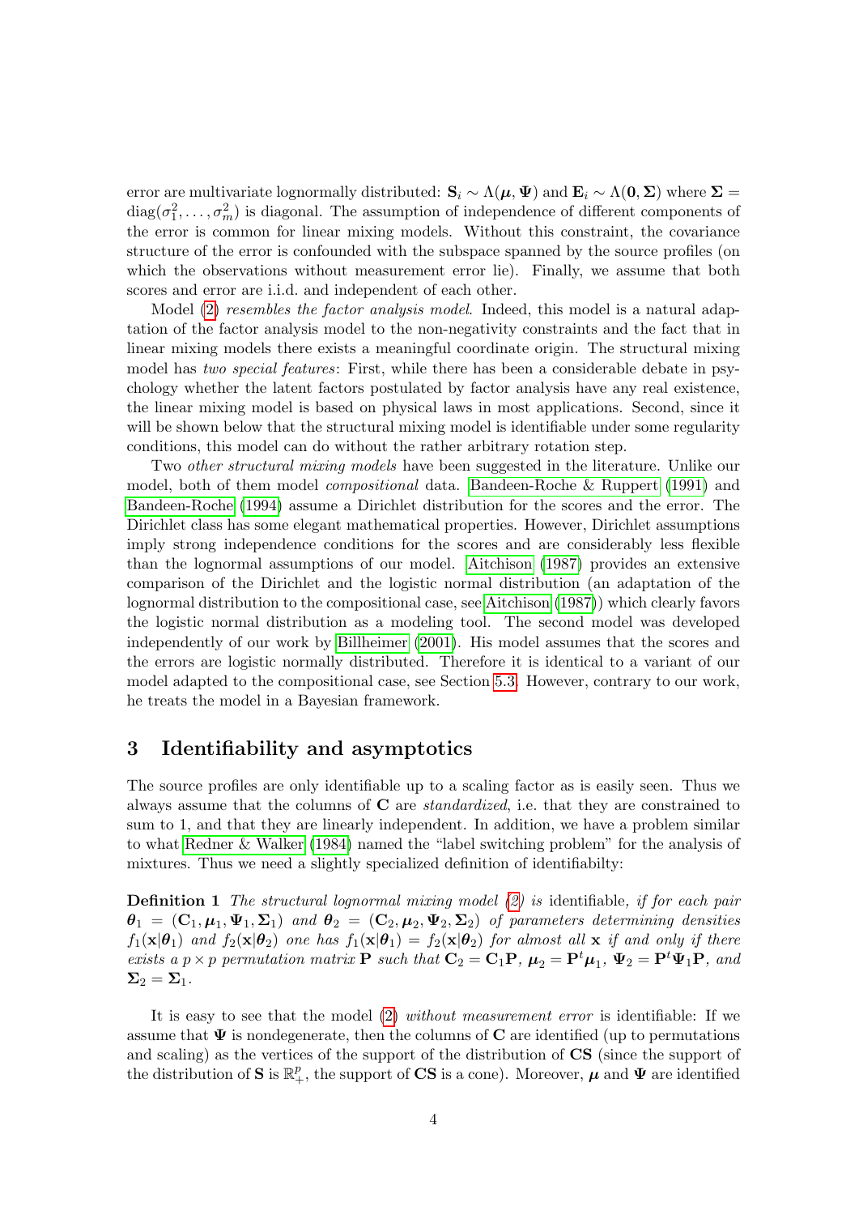error are multivariate lognormally distributed: $\mathbf{S}_i \sim \Lambda(\boldsymbol{\mu}, \boldsymbol{\Psi})$ and $\mathbf{E}_i \sim \Lambda(\mathbf{0}, \boldsymbol{\Sigma})$ where $\boldsymbol{\Sigma} = \text{diag}(\sigma_1^2, \ldots, \sigma_m^2)$ is diagonal. The assumption of independence of different components of the error is common for linear mixing models. Without this constraint, the covariance structure of the error is confounded with the subspace spanned by the source profiles (on which the observations without measurement error lie). Finally, we assume that both scores and error are i.i.d. and independent of each other.

Model (2) *resembles the factor analysis model*. Indeed, this model is a natural adaptation of the factor analysis model to the non-negativity constraints and the fact that in linear mixing models there exists a meaningful coordinate origin. The structural mixing model has *two special features*: First, while there has been a considerable debate in psychology whether the latent factors postulated by factor analysis have any real existence, the linear mixing model is based on physical laws in most applications. Second, since it will be shown below that the structural mixing model is identifiable under some regularity conditions, this model can do without the rather arbitrary rotation step.

Two *other structural mixing models* have been suggested in the literature. Unlike our model, both of them model *compositional* data. Bandeen-Roche & Ruppert (1991) and Bandeen-Roche (1994) assume a Dirichlet distribution for the scores and the error. The Dirichlet class has some elegant mathematical properties. However, Dirichlet assumptions imply strong independence conditions for the scores and are considerably less flexible than the lognormal assumptions of our model. Aitchison (1987) provides an extensive comparison of the Dirichlet and the logistic normal distribution (an adaptation of the lognormal distribution to the compositional case, see Aitchison (1987)) which clearly favors the logistic normal distribution as a modeling tool. The second model was developed independently of our work by Billheimer (2001). His model assumes that the scores and the errors are logistic normally distributed. Therefore it is identical to a variant of our model adapted to the compositional case, see Section 5.3. However, contrary to our work, he treats the model in a Bayesian framework.

## 3 Identifiability and asymptotics

The source profiles are only identifiable up to a scaling factor as is easily seen. Thus we always assume that the columns of $\mathbf{C}$ are *standardized*, i.e. that they are constrained to sum to 1, and that they are linearly independent. In addition, we have a problem similar to what Redner & Walker (1984) named the "label switching problem" for the analysis of mixtures. Thus we need a slightly specialized definition of identifiabilty:

**Definition 1** *The structural lognormal mixing model (2) is* identifiable, *if for each pair* $\boldsymbol{\theta}_1 = (\mathbf{C}_1, \boldsymbol{\mu}_1, \boldsymbol{\Psi}_1, \boldsymbol{\Sigma}_1)$ *and* $\boldsymbol{\theta}_2 = (\mathbf{C}_2, \boldsymbol{\mu}_2, \boldsymbol{\Psi}_2, \boldsymbol{\Sigma}_2)$ *of parameters determining densities* $f_1(\mathbf{x}|\boldsymbol{\theta}_1)$ *and* $f_2(\mathbf{x}|\boldsymbol{\theta}_2)$ *one has* $f_1(\mathbf{x}|\boldsymbol{\theta}_1) = f_2(\mathbf{x}|\boldsymbol{\theta}_2)$ *for almost all* $\mathbf{x}$ *if and only if there exists a* $p \times p$ *permutation matrix* $\mathbf{P}$ *such that* $\mathbf{C}_2 = \mathbf{C}_1\mathbf{P}$, $\boldsymbol{\mu}_2 = \mathbf{P}^t\boldsymbol{\mu}_1$, $\boldsymbol{\Psi}_2 = \mathbf{P}^t\boldsymbol{\Psi}_1\mathbf{P}$, *and* $\boldsymbol{\Sigma}_2 = \boldsymbol{\Sigma}_1$.

It is easy to see that the model (2) *without measurement error* is identifiable: If we assume that $\boldsymbol{\Psi}$ is nondegenerate, then the columns of $\mathbf{C}$ are identified (up to permutations and scaling) as the vertices of the support of the distribution of $\mathbf{CS}$ (since the support of the distribution of $\mathbf{S}$ is $\mathbb{R}_+^p$, the support of $\mathbf{CS}$ is a cone). Moreover, $\boldsymbol{\mu}$ and $\boldsymbol{\Psi}$ are identified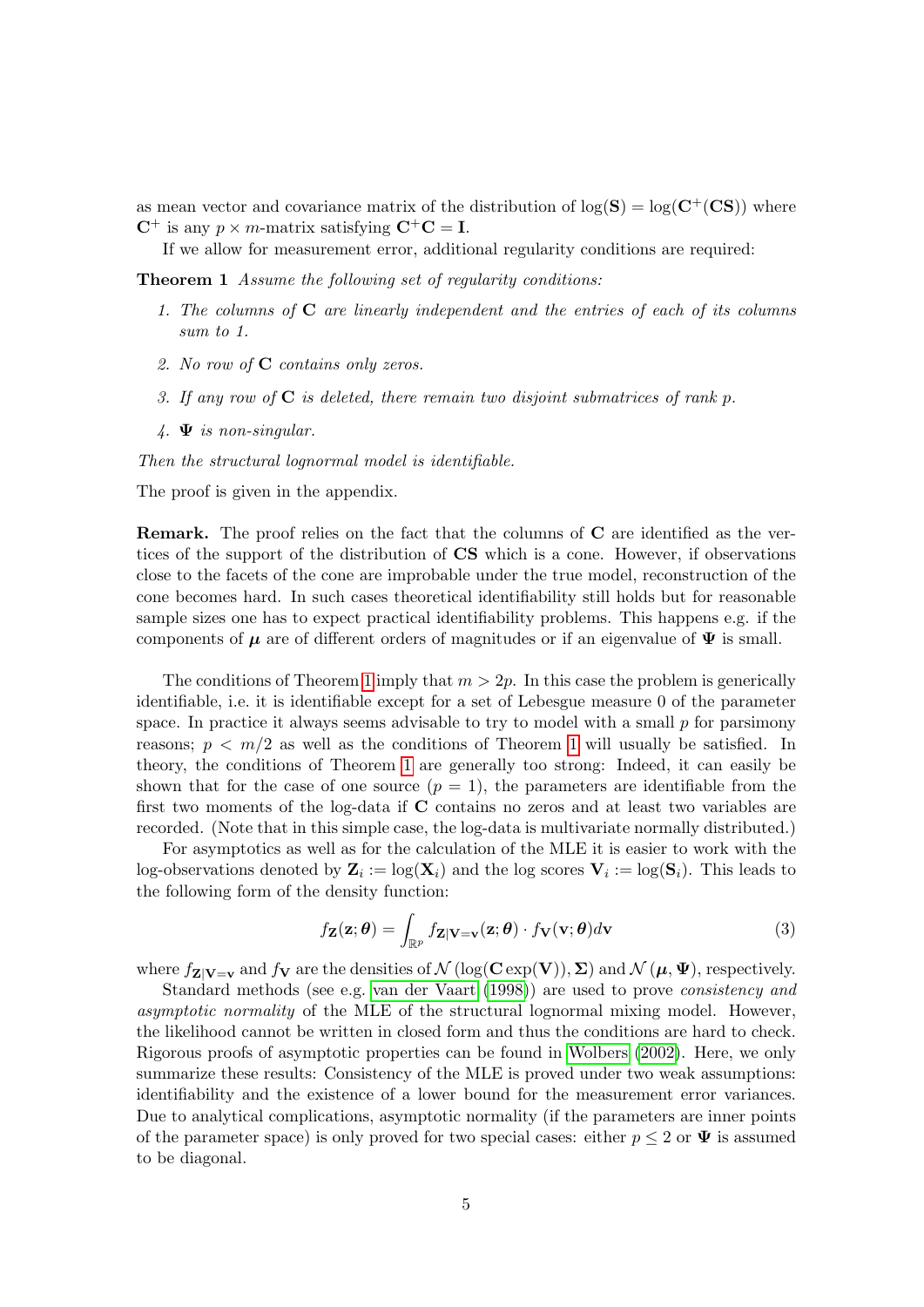as mean vector and covariance matrix of the distribution of $\log(\mathbf{S}) = \log(\mathbf{C}^+(\mathbf{CS}))$ where $\mathbf{C}^+$ is any $p \times m$-matrix satisfying $\mathbf{C}^+\mathbf{C} = \mathbf{I}$.

If we allow for measurement error, additional regularity conditions are required:

**Theorem 1** *Assume the following set of regularity conditions:*

1. *The columns of* $\mathbf{C}$ *are linearly independent and the entries of each of its columns sum to 1.*
2. *No row of* $\mathbf{C}$ *contains only zeros.*
3. *If any row of* $\mathbf{C}$ *is deleted, there remain two disjoint submatrices of rank* $p$*.*
4. $\mathbf{\Psi}$ *is non-singular.*

*Then the structural lognormal model is identifiable.*

The proof is given in the appendix.

**Remark.** The proof relies on the fact that the columns of $\mathbf{C}$ are identified as the vertices of the support of the distribution of $\mathbf{CS}$ which is a cone. However, if observations close to the facets of the cone are improbable under the true model, reconstruction of the cone becomes hard. In such cases theoretical identifiability still holds but for reasonable sample sizes one has to expect practical identifiability problems. This happens e.g. if the components of $\boldsymbol{\mu}$ are of different orders of magnitudes or if an eigenvalue of $\mathbf{\Psi}$ is small.

The conditions of Theorem 1 imply that $m > 2p$. In this case the problem is generically identifiable, i.e. it is identifiable except for a set of Lebesgue measure 0 of the parameter space. In practice it always seems advisable to try to model with a small $p$ for parsimony reasons; $p < m/2$ as well as the conditions of Theorem 1 will usually be satisfied. In theory, the conditions of Theorem 1 are generally too strong: Indeed, it can easily be shown that for the case of one source ($p = 1$), the parameters are identifiable from the first two moments of the log-data if $\mathbf{C}$ contains no zeros and at least two variables are recorded. (Note that in this simple case, the log-data is multivariate normally distributed.)

For asymptotics as well as for the calculation of the MLE it is easier to work with the log-observations denoted by $\mathbf{Z}_i := \log(\mathbf{X}_i)$ and the log scores $\mathbf{V}_i := \log(\mathbf{S}_i)$. This leads to the following form of the density function:

$$f_{\mathbf{Z}}(\mathbf{z}; \boldsymbol{\theta}) = \int_{\mathbb{R}^p} f_{\mathbf{Z}|\mathbf{V}=\mathbf{v}}(\mathbf{z}; \boldsymbol{\theta}) \cdot f_{\mathbf{V}}(\mathbf{v}; \boldsymbol{\theta}) d\mathbf{v} \tag{3}$$

where $f_{\mathbf{Z}|\mathbf{V}=\mathbf{v}}$ and $f_{\mathbf{V}}$ are the densities of $\mathcal{N}(\log(\mathbf{C}\exp(\mathbf{V})), \mathbf{\Sigma})$ and $\mathcal{N}(\boldsymbol{\mu}, \mathbf{\Psi})$, respectively.

Standard methods (see e.g. van der Vaart (1998)) are used to prove *consistency and asymptotic normality* of the MLE of the structural lognormal mixing model. However, the likelihood cannot be written in closed form and thus the conditions are hard to check. Rigorous proofs of asymptotic properties can be found in Wolbers (2002). Here, we only summarize these results: Consistency of the MLE is proved under two weak assumptions: identifiability and the existence of a lower bound for the measurement error variances. Due to analytical complications, asymptotic normality (if the parameters are inner points of the parameter space) is only proved for two special cases: either $p \leq 2$ or $\mathbf{\Psi}$ is assumed to be diagonal.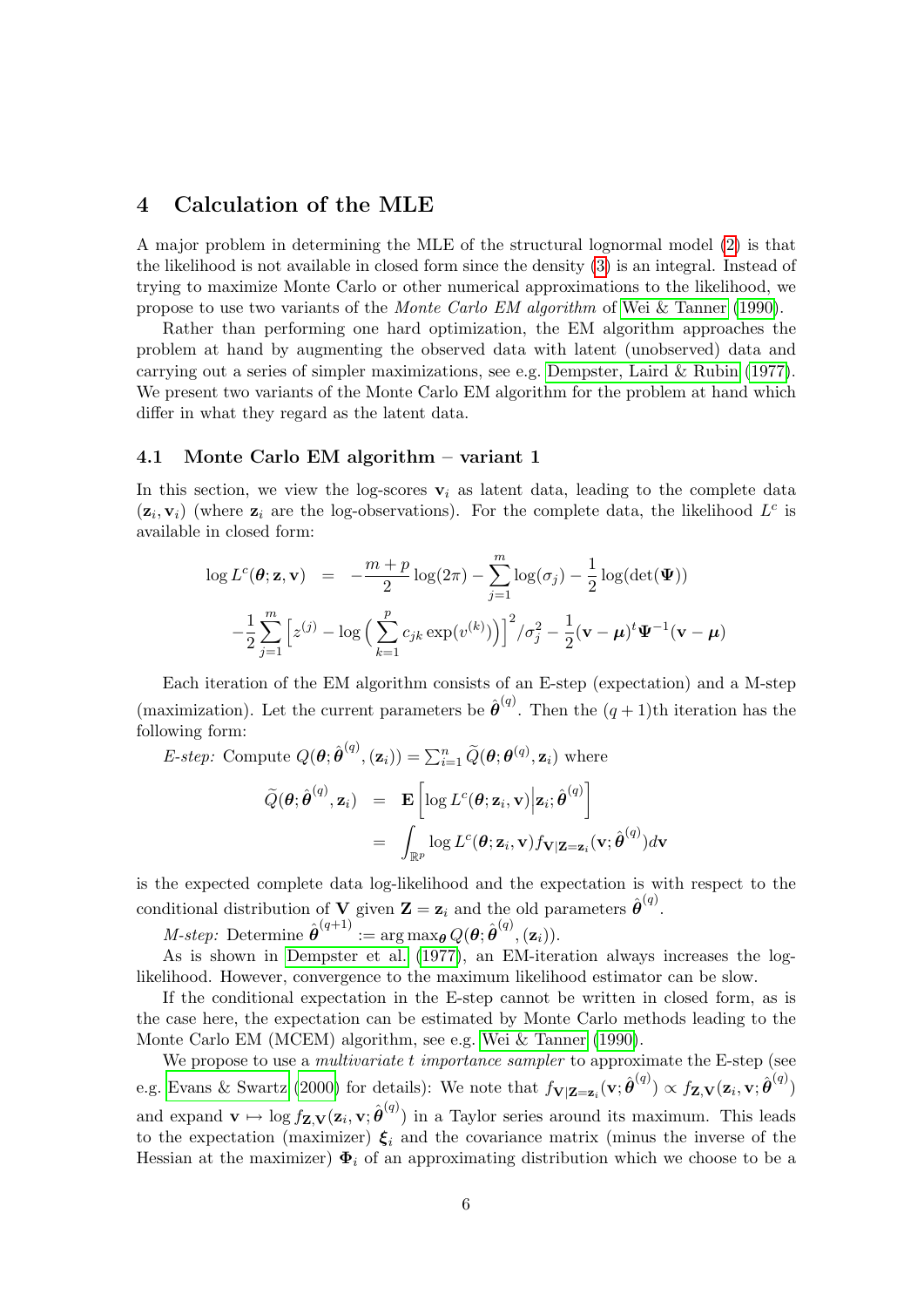## 4 Calculation of the MLE

A major problem in determining the MLE of the structural lognormal model (2) is that the likelihood is not available in closed form since the density (3) is an integral. Instead of trying to maximize Monte Carlo or other numerical approximations to the likelihood, we propose to use two variants of the *Monte Carlo EM algorithm* of Wei & Tanner (1990).

Rather than performing one hard optimization, the EM algorithm approaches the problem at hand by augmenting the observed data with latent (unobserved) data and carrying out a series of simpler maximizations, see e.g. Dempster, Laird & Rubin (1977). We present two variants of the Monte Carlo EM algorithm for the problem at hand which differ in what they regard as the latent data.

### 4.1 Monte Carlo EM algorithm – variant 1

In this section, we view the log-scores $\mathbf{v}_i$ as latent data, leading to the complete data $(\mathbf{z}_i, \mathbf{v}_i)$ (where $\mathbf{z}_i$ are the log-observations). For the complete data, the likelihood $L^c$ is available in closed form:

$$
\begin{aligned}
\log L^c(\boldsymbol{\theta}; \mathbf{z}, \mathbf{v}) \quad &= \quad -\frac{m+p}{2}\log(2\pi) - \sum_{j=1}^{m}\log(\sigma_j) - \frac{1}{2}\log(\det(\boldsymbol{\Psi})) \\
-\frac{1}{2}\sum_{j=1}^{m}\Big[z^{(j)} - \log\Big(\sum_{k=1}^{p} c_{jk}\exp(v^{(k)})\Big)\Big]^2/\sigma_j^2 &- \frac{1}{2}(\mathbf{v}-\boldsymbol{\mu})^t\boldsymbol{\Psi}^{-1}(\mathbf{v}-\boldsymbol{\mu})
\end{aligned}
$$

Each iteration of the EM algorithm consists of an E-step (expectation) and a M-step (maximization). Let the current parameters be $\hat{\boldsymbol{\theta}}^{(q)}$. Then the $(q+1)$th iteration has the following form:

*E-step:* Compute $Q(\boldsymbol{\theta}; \hat{\boldsymbol{\theta}}^{(q)}, (\mathbf{z}_i)) = \sum_{i=1}^{n} \widetilde{Q}(\boldsymbol{\theta}; \boldsymbol{\theta}^{(q)}, \mathbf{z}_i)$ where

$$
\begin{aligned}
\widetilde{Q}(\boldsymbol{\theta}; \hat{\boldsymbol{\theta}}^{(q)}, \mathbf{z}_i) \quad &= \quad \mathbf{E}\left[\log L^c(\boldsymbol{\theta}; \mathbf{z}_i, \mathbf{v}) \Big| \mathbf{z}_i; \hat{\boldsymbol{\theta}}^{(q)}\right] \\
&= \quad \int_{\mathbb{R}^p} \log L^c(\boldsymbol{\theta}; \mathbf{z}_i, \mathbf{v}) f_{\mathbf{V}|\mathbf{Z}=\mathbf{z}_i}(\mathbf{v}; \hat{\boldsymbol{\theta}}^{(q)}) d\mathbf{v}
\end{aligned}
$$

is the expected complete data log-likelihood and the expectation is with respect to the conditional distribution of $\mathbf{V}$ given $\mathbf{Z} = \mathbf{z}_i$ and the old parameters $\hat{\boldsymbol{\theta}}^{(q)}$.

*M-step:* Determine $\hat{\boldsymbol{\theta}}^{(q+1)} := \arg\max_{\boldsymbol{\theta}} Q(\boldsymbol{\theta}; \hat{\boldsymbol{\theta}}^{(q)}, (\mathbf{z}_i))$.

As is shown in Dempster et al. (1977), an EM-iteration always increases the log-likelihood. However, convergence to the maximum likelihood estimator can be slow.

If the conditional expectation in the E-step cannot be written in closed form, as is the case here, the expectation can be estimated by Monte Carlo methods leading to the Monte Carlo EM (MCEM) algorithm, see e.g. Wei & Tanner (1990).

We propose to use a *multivariate t importance sampler* to approximate the E-step (see e.g. Evans & Swartz (2000) for details): We note that $f_{\mathbf{V}|\mathbf{Z}=\mathbf{z}_i}(\mathbf{v}; \hat{\boldsymbol{\theta}}^{(q)}) \propto f_{\mathbf{Z},\mathbf{V}}(\mathbf{z}_i, \mathbf{v}; \hat{\boldsymbol{\theta}}^{(q)})$ and expand $\mathbf{v} \mapsto \log f_{\mathbf{Z},\mathbf{V}}(\mathbf{z}_i, \mathbf{v}; \hat{\boldsymbol{\theta}}^{(q)})$ in a Taylor series around its maximum. This leads to the expectation (maximizer) $\boldsymbol{\xi}_i$ and the covariance matrix (minus the inverse of the Hessian at the maximizer) $\boldsymbol{\Phi}_i$ of an approximating distribution which we choose to be a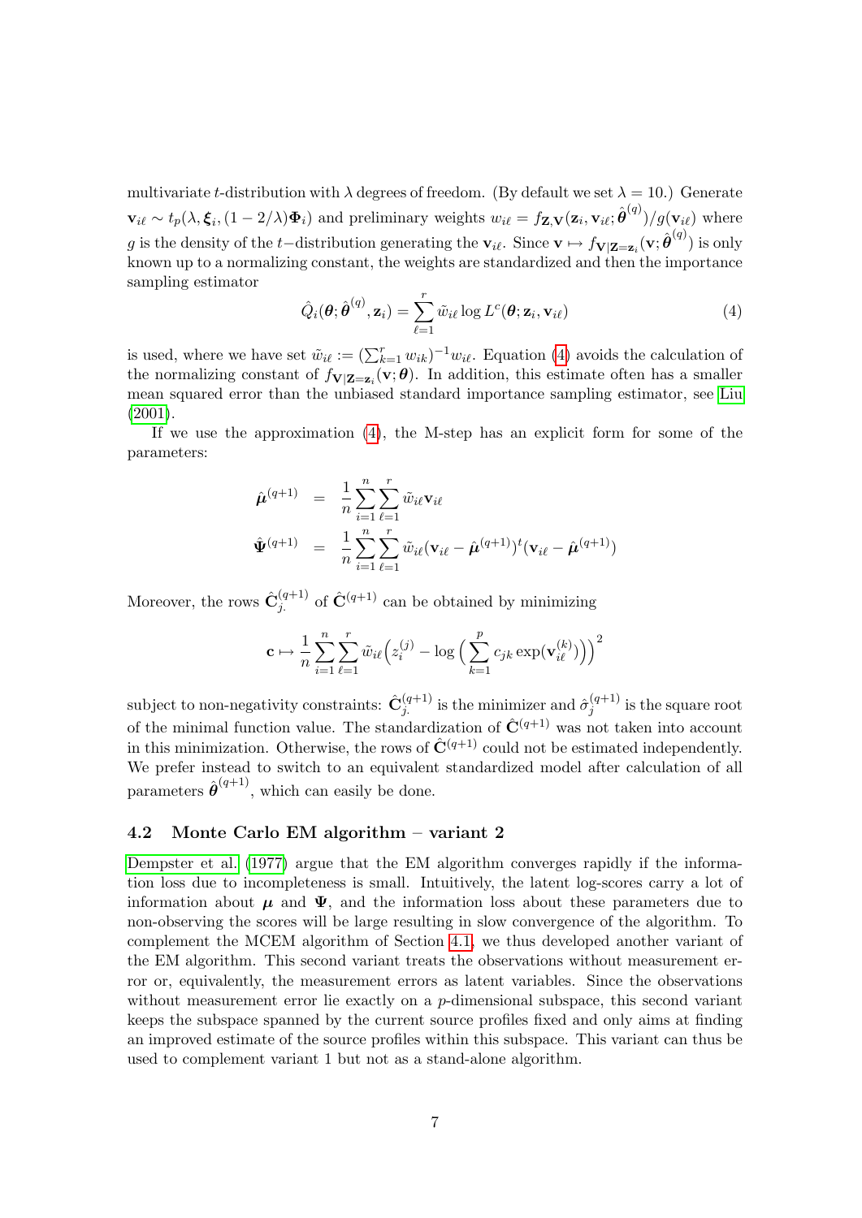multivariate $t$-distribution with $\lambda$ degrees of freedom. (By default we set $\lambda = 10$.) Generate $\mathbf{v}_{i\ell} \sim t_p(\lambda, \boldsymbol{\xi}_i, (1-2/\lambda)\boldsymbol{\Phi}_i)$ and preliminary weights $w_{i\ell} = f_{\mathbf{Z},\mathbf{V}}(\mathbf{z}_i, \mathbf{v}_{i\ell}; \hat{\boldsymbol{\theta}}^{(q)})/g(\mathbf{v}_{i\ell})$ where $g$ is the density of the $t-$distribution generating the $\mathbf{v}_{i\ell}$. Since $\mathbf{v} \mapsto f_{\mathbf{V}|\mathbf{Z}=\mathbf{z}_i}(\mathbf{v}; \hat{\boldsymbol{\theta}}^{(q)})$ is only known up to a normalizing constant, the weights are standardized and then the importance sampling estimator

$$
\hat{Q}_i(\boldsymbol{\theta}; \hat{\boldsymbol{\theta}}^{(q)}, \mathbf{z}_i) = \sum_{\ell=1}^{r} \tilde{w}_{i\ell} \log L^c(\boldsymbol{\theta}; \mathbf{z}_i, \mathbf{v}_{i\ell}) \tag{4}
$$

is used, where we have set $\tilde{w}_{i\ell} := (\sum_{k=1}^{r} w_{ik})^{-1} w_{i\ell}$. Equation (4) avoids the calculation of the normalizing constant of $f_{\mathbf{V}|\mathbf{Z}=\mathbf{z}_i}(\mathbf{v}; \boldsymbol{\theta})$. In addition, this estimate often has a smaller mean squared error than the unbiased standard importance sampling estimator, see Liu (2001).

If we use the approximation (4), the M-step has an explicit form for some of the parameters:

$$
\begin{aligned}
\hat{\boldsymbol{\mu}}^{(q+1)} &= \frac{1}{n}\sum_{i=1}^{n}\sum_{\ell=1}^{r} \tilde{w}_{i\ell}\mathbf{v}_{i\ell} \\
\hat{\boldsymbol{\Psi}}^{(q+1)} &= \frac{1}{n}\sum_{i=1}^{n}\sum_{\ell=1}^{r} \tilde{w}_{i\ell}(\mathbf{v}_{i\ell} - \hat{\boldsymbol{\mu}}^{(q+1)})^t(\mathbf{v}_{i\ell} - \hat{\boldsymbol{\mu}}^{(q+1)})
\end{aligned}
$$

Moreover, the rows $\hat{\mathbf{C}}_{j.}^{(q+1)}$ of $\hat{\mathbf{C}}^{(q+1)}$ can be obtained by minimizing

$$
\mathbf{c} \mapsto \frac{1}{n}\sum_{i=1}^{n}\sum_{\ell=1}^{r} \tilde{w}_{i\ell}\Big(z_i^{(j)} - \log\Big(\sum_{k=1}^{p} c_{jk}\exp(\mathbf{v}_{i\ell}^{(k)})\Big)\Big)^2
$$

subject to non-negativity constraints: $\hat{\mathbf{C}}_{j.}^{(q+1)}$ is the minimizer and $\hat{\sigma}_j^{(q+1)}$ is the square root of the minimal function value. The standardization of $\hat{\mathbf{C}}^{(q+1)}$ was not taken into account in this minimization. Otherwise, the rows of $\hat{\mathbf{C}}^{(q+1)}$ could not be estimated independently. We prefer instead to switch to an equivalent standardized model after calculation of all parameters $\hat{\boldsymbol{\theta}}^{(q+1)}$, which can easily be done.

## 4.2 Monte Carlo EM algorithm – variant 2

Dempster et al. (1977) argue that the EM algorithm converges rapidly if the information loss due to incompleteness is small. Intuitively, the latent log-scores carry a lot of information about $\boldsymbol{\mu}$ and $\boldsymbol{\Psi}$, and the information loss about these parameters due to non-observing the scores will be large resulting in slow convergence of the algorithm. To complement the MCEM algorithm of Section 4.1, we thus developed another variant of the EM algorithm. This second variant treats the observations without measurement error or, equivalently, the measurement errors as latent variables. Since the observations without measurement error lie exactly on a $p$-dimensional subspace, this second variant keeps the subspace spanned by the current source profiles fixed and only aims at finding an improved estimate of the source profiles within this subspace. This variant can thus be used to complement variant 1 but not as a stand-alone algorithm.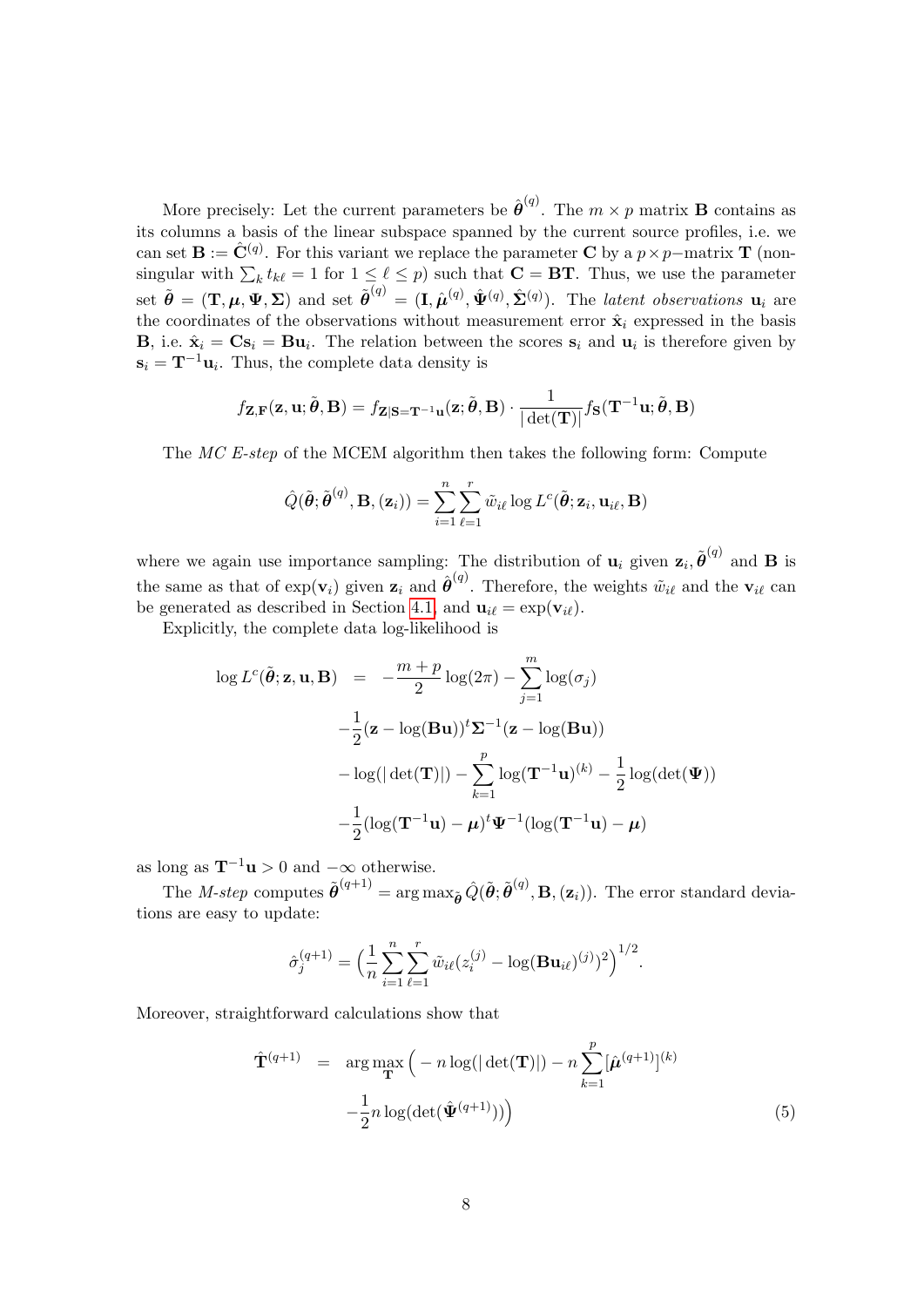More precisely: Let the current parameters be $\hat{\boldsymbol{\theta}}^{(q)}$. The $m \times p$ matrix $\mathbf{B}$ contains as its columns a basis of the linear subspace spanned by the current source profiles, i.e. we can set $\mathbf{B} := \hat{\mathbf{C}}^{(q)}$. For this variant we replace the parameter $\mathbf{C}$ by a $p \times p-$matrix $\mathbf{T}$ (nonsingular with $\sum_k t_{k\ell} = 1$ for $1 \le \ell \le p$) such that $\mathbf{C} = \mathbf{BT}$. Thus, we use the parameter set $\tilde{\boldsymbol{\theta}} = (\mathbf{T}, \boldsymbol{\mu}, \boldsymbol{\Psi}, \boldsymbol{\Sigma})$ and set $\tilde{\boldsymbol{\theta}}^{(q)} = (\mathbf{I}, \hat{\boldsymbol{\mu}}^{(q)}, \hat{\boldsymbol{\Psi}}^{(q)}, \hat{\boldsymbol{\Sigma}}^{(q)})$. The *latent observations* $\mathbf{u}_i$ are the coordinates of the observations without measurement error $\hat{\mathbf{x}}_i$ expressed in the basis $\mathbf{B}$, i.e. $\hat{\mathbf{x}}_i = \mathbf{C}\mathbf{s}_i = \mathbf{B}\mathbf{u}_i$. The relation between the scores $\mathbf{s}_i$ and $\mathbf{u}_i$ is therefore given by $\mathbf{s}_i = \mathbf{T}^{-1}\mathbf{u}_i$. Thus, the complete data density is

$$f_{\mathbf{Z},\mathbf{F}}(\mathbf{z}, \mathbf{u}; \tilde{\boldsymbol{\theta}}, \mathbf{B}) = f_{\mathbf{Z}|\mathbf{S}=\mathbf{T}^{-1}\mathbf{u}}(\mathbf{z}; \tilde{\boldsymbol{\theta}}, \mathbf{B}) \cdot \frac{1}{|\det(\mathbf{T})|} f_{\mathbf{S}}(\mathbf{T}^{-1}\mathbf{u}; \tilde{\boldsymbol{\theta}}, \mathbf{B})$$

The *MC E-step* of the MCEM algorithm then takes the following form: Compute

$$\hat{Q}(\tilde{\boldsymbol{\theta}}; \tilde{\boldsymbol{\theta}}^{(q)}, \mathbf{B}, (\mathbf{z}_i)) = \sum_{i=1}^{n} \sum_{\ell=1}^{r} \tilde{w}_{i\ell} \log L^c(\tilde{\boldsymbol{\theta}}; \mathbf{z}_i, \mathbf{u}_{i\ell}, \mathbf{B})$$

where we again use importance sampling: The distribution of $\mathbf{u}_i$ given $\mathbf{z}_i, \tilde{\boldsymbol{\theta}}^{(q)}$ and $\mathbf{B}$ is the same as that of $\exp(\mathbf{v}_i)$ given $\mathbf{z}_i$ and $\hat{\boldsymbol{\theta}}^{(q)}$. Therefore, the weights $\tilde{w}_{i\ell}$ and the $\mathbf{v}_{i\ell}$ can be generated as described in Section 4.1, and $\mathbf{u}_{i\ell} = \exp(\mathbf{v}_{i\ell})$.

Explicitly, the complete data log-likelihood is

$$\begin{aligned}
\log L^c(\tilde{\boldsymbol{\theta}}; \mathbf{z}, \mathbf{u}, \mathbf{B}) &= -\frac{m+p}{2}\log(2\pi) - \sum_{j=1}^{m} \log(\sigma_j) \\
&\quad - \frac{1}{2}(\mathbf{z} - \log(\mathbf{Bu}))^t \boldsymbol{\Sigma}^{-1} (\mathbf{z} - \log(\mathbf{Bu})) \\
&\quad - \log(|\det(\mathbf{T})|) - \sum_{k=1}^{p} \log(\mathbf{T}^{-1}\mathbf{u})^{(k)} - \frac{1}{2}\log(\det(\boldsymbol{\Psi})) \\
&\quad - \frac{1}{2}(\log(\mathbf{T}^{-1}\mathbf{u}) - \boldsymbol{\mu})^t \boldsymbol{\Psi}^{-1} (\log(\mathbf{T}^{-1}\mathbf{u}) - \boldsymbol{\mu})
\end{aligned}$$

as long as $\mathbf{T}^{-1}\mathbf{u} > 0$ and $-\infty$ otherwise.

The *M-step* computes $\tilde{\boldsymbol{\theta}}^{(q+1)} = \arg\max_{\tilde{\boldsymbol{\theta}}} \hat{Q}(\tilde{\boldsymbol{\theta}}; \tilde{\boldsymbol{\theta}}^{(q)}, \mathbf{B}, (\mathbf{z}_i))$. The error standard deviations are easy to update:

$$\hat{\sigma}_j^{(q+1)} = \Big(\frac{1}{n}\sum_{i=1}^{n}\sum_{\ell=1}^{r} \tilde{w}_{i\ell}(z_i^{(j)} - \log(\mathbf{B}\mathbf{u}_{i\ell})^{(j)})^2\Big)^{1/2}.$$

Moreover, straightforward calculations show that

$$\begin{aligned}
\hat{\mathbf{T}}^{(q+1)} &= \arg\max_{\mathbf{T}} \Big( -n\log(|\det(\mathbf{T})|) - n\sum_{k=1}^{p} [\hat{\boldsymbol{\mu}}^{(q+1)}]^{(k)} \\
&\quad -\frac{1}{2}n\log(\det(\hat{\boldsymbol{\Psi}}^{(q+1)}))\Big) \qquad (5)
\end{aligned}$$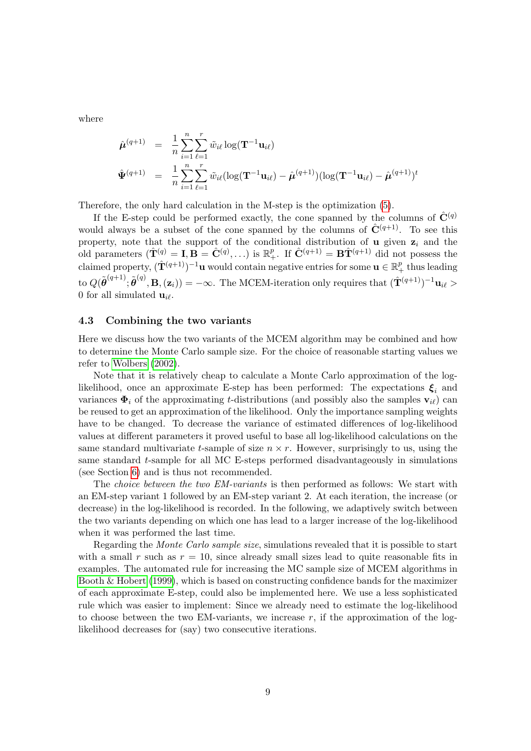where

$$
\begin{aligned}
\hat{\boldsymbol{\mu}}^{(q+1)} &= \frac{1}{n}\sum_{i=1}^{n}\sum_{\ell=1}^{r}\tilde{w}_{i\ell}\log(\mathbf{T}^{-1}\mathbf{u}_{i\ell}) \\
\hat{\boldsymbol{\Psi}}^{(q+1)} &= \frac{1}{n}\sum_{i=1}^{n}\sum_{\ell=1}^{r}\tilde{w}_{i\ell}(\log(\mathbf{T}^{-1}\mathbf{u}_{i\ell}) - \hat{\boldsymbol{\mu}}^{(q+1)})(\log(\mathbf{T}^{-1}\mathbf{u}_{i\ell}) - \hat{\boldsymbol{\mu}}^{(q+1)})^t
\end{aligned}
$$

Therefore, the only hard calculation in the M-step is the optimization (5).

If the E-step could be performed exactly, the cone spanned by the columns of $\hat{\mathbf{C}}^{(q)}$ would always be a subset of the cone spanned by the columns of $\hat{\mathbf{C}}^{(q+1)}$. To see this property, note that the support of the conditional distribution of $\mathbf{u}$ given $\mathbf{z}_i$ and the old parameters ($\hat{\mathbf{T}}^{(q)} = \mathbf{I}, \mathbf{B} = \hat{\mathbf{C}}^{(q)}, \ldots$) is $\mathbb{R}^p_+$. If $\hat{\mathbf{C}}^{(q+1)} = \mathbf{B}\hat{\mathbf{T}}^{(q+1)}$ did not possess the claimed property, $(\hat{\mathbf{T}}^{(q+1)})^{-1}\mathbf{u}$ would contain negative entries for some $\mathbf{u} \in \mathbb{R}^p_+$ thus leading to $Q(\tilde{\boldsymbol{\theta}}^{(q+1)}; \tilde{\boldsymbol{\theta}}^{(q)}, \mathbf{B}, (\mathbf{z}_i)) = -\infty$. The MCEM-iteration only requires that $(\hat{\mathbf{T}}^{(q+1)})^{-1}\mathbf{u}_{i\ell} > 0$ for all simulated $\mathbf{u}_{i\ell}$.

### 4.3 Combining the two variants

Here we discuss how the two variants of the MCEM algorithm may be combined and how to determine the Monte Carlo sample size. For the choice of reasonable starting values we refer to Wolbers (2002).

Note that it is relatively cheap to calculate a Monte Carlo approximation of the log-likelihood, once an approximate E-step has been performed: The expectations $\boldsymbol{\xi}_i$ and variances $\boldsymbol{\Phi}_i$ of the approximating $t$-distributions (and possibly also the samples $\mathbf{v}_{i\ell}$) can be reused to get an approximation of the likelihood. Only the importance sampling weights have to be changed. To decrease the variance of estimated differences of log-likelihood values at different parameters it proved useful to base all log-likelihood calculations on the same standard multivariate $t$-sample of size $n \times r$. However, surprisingly to us, using the same standard $t$-sample for all MC E-steps performed disadvantageously in simulations (see Section 6) and is thus not recommended.

The *choice between the two EM-variants* is then performed as follows: We start with an EM-step variant 1 followed by an EM-step variant 2. At each iteration, the increase (or decrease) in the log-likelihood is recorded. In the following, we adaptively switch between the two variants depending on which one has lead to a larger increase of the log-likelihood when it was performed the last time.

Regarding the *Monte Carlo sample size*, simulations revealed that it is possible to start with a small $r$ such as $r = 10$, since already small sizes lead to quite reasonable fits in examples. The automated rule for increasing the MC sample size of MCEM algorithms in Booth & Hobert (1999), which is based on constructing confidence bands for the maximizer of each approximate E-step, could also be implemented here. We use a less sophisticated rule which was easier to implement: Since we already need to estimate the log-likelihood to choose between the two EM-variants, we increase $r$, if the approximation of the log-likelihood decreases for (say) two consecutive iterations.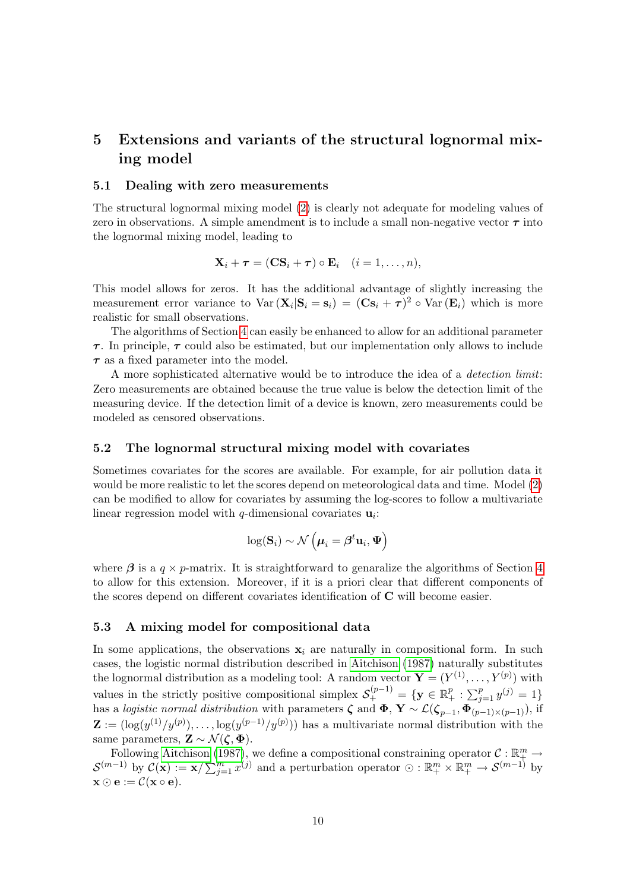# 5 Extensions and variants of the structural lognormal mixing model

## 5.1 Dealing with zero measurements

The structural lognormal mixing model (2) is clearly not adequate for modeling values of zero in observations. A simple amendment is to include a small non-negative vector $\boldsymbol{\tau}$ into the lognormal mixing model, leading to

$$\mathbf{X}_i + \boldsymbol{\tau} = (\mathbf{C}\mathbf{S}_i + \boldsymbol{\tau}) \circ \mathbf{E}_i \quad (i = 1, \ldots, n),$$

This model allows for zeros. It has the additional advantage of slightly increasing the measurement error variance to $\operatorname{Var}(\mathbf{X}_i | \mathbf{S}_i = \mathbf{s}_i) = (\mathbf{C}\mathbf{s}_i + \boldsymbol{\tau})^2 \circ \operatorname{Var}(\mathbf{E}_i)$ which is more realistic for small observations.

The algorithms of Section 4 can easily be enhanced to allow for an additional parameter $\boldsymbol{\tau}$. In principle, $\boldsymbol{\tau}$ could also be estimated, but our implementation only allows to include $\boldsymbol{\tau}$ as a fixed parameter into the model.

A more sophisticated alternative would be to introduce the idea of a *detection limit*: Zero measurements are obtained because the true value is below the detection limit of the measuring device. If the detection limit of a device is known, zero measurements could be modeled as censored observations.

## 5.2 The lognormal structural mixing model with covariates

Sometimes covariates for the scores are available. For example, for air pollution data it would be more realistic to let the scores depend on meteorological data and time. Model (2) can be modified to allow for covariates by assuming the log-scores to follow a multivariate linear regression model with $q$-dimensional covariates $\mathbf{u}_i$:

$$\log(\mathbf{S}_i) \sim \mathcal{N}\left(\boldsymbol{\mu}_i = \boldsymbol{\beta}^t \mathbf{u}_i, \boldsymbol{\Psi}\right)$$

where $\boldsymbol{\beta}$ is a $q \times p$-matrix. It is straightforward to genaralize the algorithms of Section 4 to allow for this extension. Moreover, if it is a priori clear that different components of the scores depend on different covariates identification of $\mathbf{C}$ will become easier.

## 5.3 A mixing model for compositional data

In some applications, the observations $\mathbf{x}_i$ are naturally in compositional form. In such cases, the logistic normal distribution described in Aitchison (1987) naturally substitutes the lognormal distribution as a modeling tool: A random vector $\mathbf{Y} = (Y^{(1)}, \ldots, Y^{(p)})$ with values in the strictly positive compositional simplex $\mathcal{S}_+^{(p-1)} = \{\mathbf{y} \in \mathbb{R}_+^p : \sum_{j=1}^p y^{(j)} = 1\}$ has a *logistic normal distribution* with parameters $\boldsymbol{\zeta}$ and $\boldsymbol{\Phi}$, $\mathbf{Y} \sim \mathcal{L}(\boldsymbol{\zeta}_{p-1}, \boldsymbol{\Phi}_{(p-1)\times(p-1)})$, if $\mathbf{Z} := (\log(y^{(1)}/y^{(p)}), \ldots, \log(y^{(p-1)}/y^{(p)}))$ has a multivariate normal distribution with the same parameters, $\mathbf{Z} \sim \mathcal{N}(\boldsymbol{\zeta}, \boldsymbol{\Phi})$.

Following Aitchison (1987), we define a compositional constraining operator $\mathcal{C} : \mathbb{R}_+^m \to \mathcal{S}^{(m-1)}$ by $\mathcal{C}(\mathbf{x}) := \mathbf{x} / \sum_{j=1}^m x^{(j)}$ and a perturbation operator $\odot : \mathbb{R}_+^m \times \mathbb{R}_+^m \to \mathcal{S}^{(m-1)}$ by $\mathbf{x} \odot \mathbf{e} := \mathcal{C}(\mathbf{x} \circ \mathbf{e})$.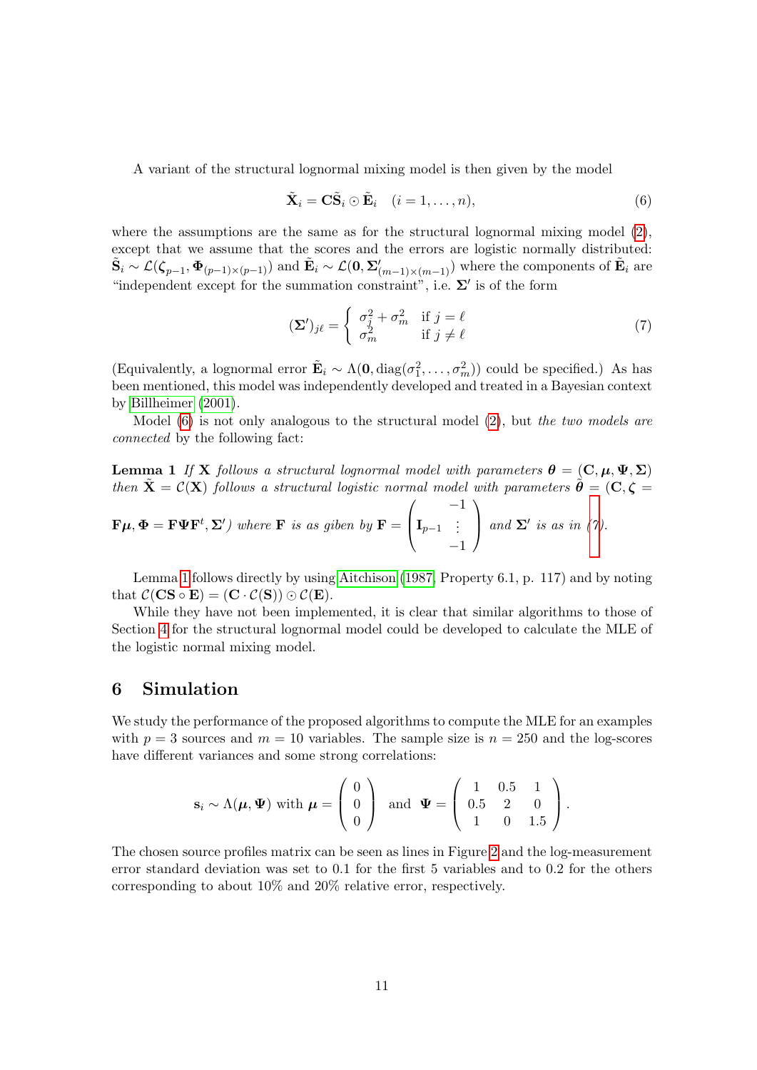A variant of the structural lognormal mixing model is then given by the model

$$\tilde{\mathbf{X}}_i = \mathbf{C}\tilde{\mathbf{S}}_i \odot \tilde{\mathbf{E}}_i \quad (i = 1, \ldots, n), \tag{6}$$

where the assumptions are the same as for the structural lognormal mixing model (2), except that we assume that the scores and the errors are logistic normally distributed: $\tilde{\mathbf{S}}_i \sim \mathcal{L}(\boldsymbol{\zeta}_{p-1}, \boldsymbol{\Phi}_{(p-1)\times(p-1)})$ and $\tilde{\mathbf{E}}_i \sim \mathcal{L}(\mathbf{0}, \boldsymbol{\Sigma}'_{(m-1)\times(m-1)})$ where the components of $\tilde{\mathbf{E}}_i$ are "independent except for the summation constraint", i.e. $\boldsymbol{\Sigma}'$ is of the form

$$(\boldsymbol{\Sigma}')_{j\ell} = \begin{cases} \sigma_j^2 + \sigma_m^2 & \text{if } j = \ell \\ \sigma_m^2 & \text{if } j \neq \ell \end{cases} \tag{7}$$

(Equivalently, a lognormal error $\tilde{\mathbf{E}}_i \sim \Lambda(\mathbf{0}, \operatorname{diag}(\sigma_1^2, \ldots, \sigma_m^2))$ could be specified.) As has been mentioned, this model was independently developed and treated in a Bayesian context by Billheimer (2001).

Model (6) is not only analogous to the structural model (2), but *the two models are connected* by the following fact:

**Lemma 1** *If* $\mathbf{X}$ *follows a structural lognormal model with parameters* $\boldsymbol{\theta} = (\mathbf{C}, \boldsymbol{\mu}, \boldsymbol{\Psi}, \boldsymbol{\Sigma})$ *then* $\tilde{\mathbf{X}} = \mathcal{C}(\mathbf{X})$ *follows a structural logistic normal model with parameters* $\tilde{\boldsymbol{\theta}} = (\mathbf{C}, \boldsymbol{\zeta} = \mathbf{F}\boldsymbol{\mu}, \boldsymbol{\Phi} = \mathbf{F}\boldsymbol{\Psi}\mathbf{F}^t, \boldsymbol{\Sigma}')$ *where* $\mathbf{F}$ *is as giben by* $\mathbf{F} = \begin{pmatrix} \mathbf{I}_{p-1} & \begin{matrix} -1 \\ \vdots \\ -1 \end{matrix} \end{pmatrix}$ *and* $\boldsymbol{\Sigma}'$ *is as in (7).*

Lemma 1 follows directly by using Aitchison (1987, Property 6.1, p. 117) and by noting that $\mathcal{C}(\mathbf{CS} \circ \mathbf{E}) = (\mathbf{C} \cdot \mathcal{C}(\mathbf{S})) \odot \mathcal{C}(\mathbf{E})$.

While they have not been implemented, it is clear that similar algorithms to those of Section 4 for the structural lognormal model could be developed to calculate the MLE of the logistic normal mixing model.

## 6 Simulation

We study the performance of the proposed algorithms to compute the MLE for an examples with $p = 3$ sources and $m = 10$ variables. The sample size is $n = 250$ and the log-scores have different variances and some strong correlations:

$$\mathbf{s}_i \sim \Lambda(\boldsymbol{\mu}, \boldsymbol{\Psi}) \text{ with } \boldsymbol{\mu} = \begin{pmatrix} 0 \\ 0 \\ 0 \end{pmatrix} \quad \text{and} \quad \boldsymbol{\Psi} = \begin{pmatrix} 1 & 0.5 & 1 \\ 0.5 & 2 & 0 \\ 1 & 0 & 1.5 \end{pmatrix}.$$

The chosen source profiles matrix can be seen as lines in Figure 2 and the log-measurement error standard deviation was set to 0.1 for the first 5 variables and to 0.2 for the others corresponding to about 10% and 20% relative error, respectively.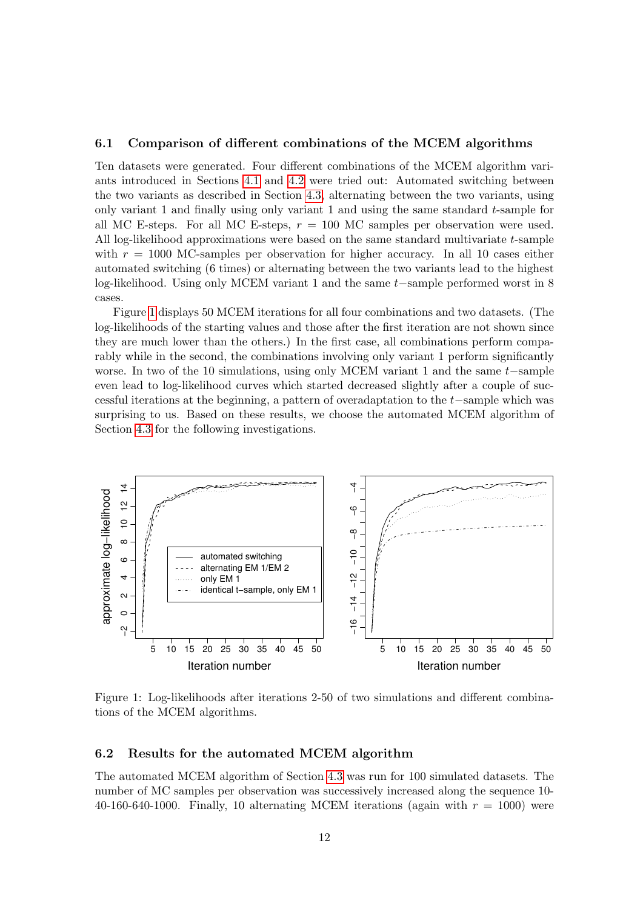### 6.1 Comparison of different combinations of the MCEM algorithms

Ten datasets were generated. Four different combinations of the MCEM algorithm variants introduced in Sections 4.1 and 4.2 were tried out: Automated switching between the two variants as described in Section 4.3, alternating between the two variants, using only variant 1 and finally using only variant 1 and using the same standard $t$-sample for all MC E-steps. For all MC E-steps, $r = 100$ MC samples per observation were used. All log-likelihood approximations were based on the same standard multivariate $t$-sample with $r = 1000$ MC-samples per observation for higher accuracy. In all 10 cases either automated switching (6 times) or alternating between the two variants lead to the highest log-likelihood. Using only MCEM variant 1 and the same $t-$sample performed worst in 8 cases.

Figure 1 displays 50 MCEM iterations for all four combinations and two datasets. (The log-likelihoods of the starting values and those after the first iteration are not shown since they are much lower than the others.) In the first case, all combinations perform comparably while in the second, the combinations involving only variant 1 perform significantly worse. In two of the 10 simulations, using only MCEM variant 1 and the same $t-$sample even lead to log-likelihood curves which started decreased slightly after a couple of successful iterations at the beginning, a pattern of overadaptation to the $t-$sample which was surprising to us. Based on these results, we choose the automated MCEM algorithm of Section 4.3 for the following investigations.

Figure 1: Log-likelihoods after iterations 2-50 of two simulations and different combinations of the MCEM algorithms.

### 6.2 Results for the automated MCEM algorithm

The automated MCEM algorithm of Section 4.3 was run for 100 simulated datasets. The number of MC samples per observation was successively increased along the sequence 10-40-160-640-1000. Finally, 10 alternating MCEM iterations (again with $r = 1000$) were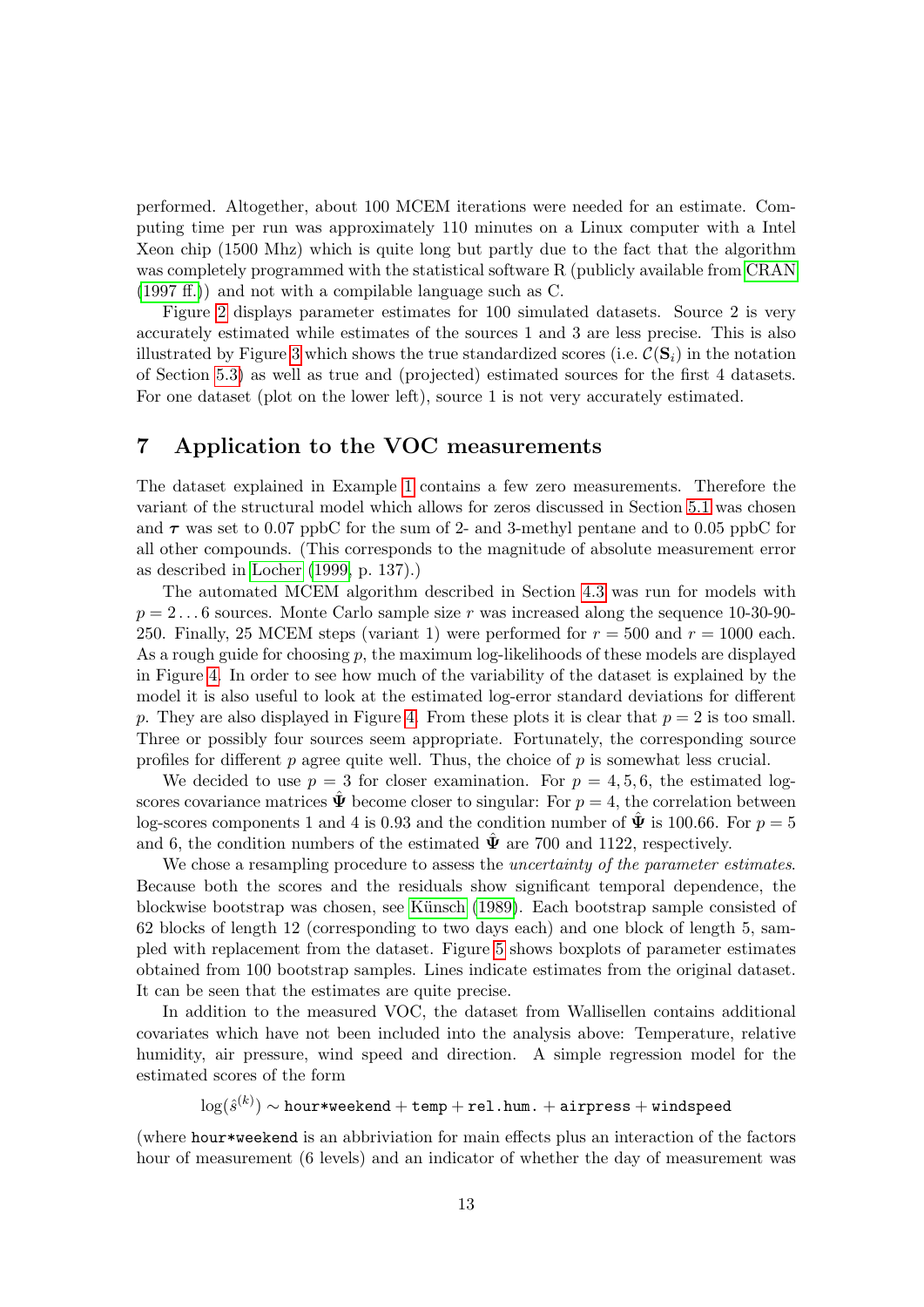performed. Altogether, about 100 MCEM iterations were needed for an estimate. Computing time per run was approximately 110 minutes on a Linux computer with a Intel Xeon chip (1500 Mhz) which is quite long but partly due to the fact that the algorithm was completely programmed with the statistical software R (publicly available from CRAN (1997 ff.)) and not with a compilable language such as C.

Figure 2 displays parameter estimates for 100 simulated datasets. Source 2 is very accurately estimated while estimates of the sources 1 and 3 are less precise. This is also illustrated by Figure 3 which shows the true standardized scores (i.e. $\mathcal{C}(\mathbf{S}_i)$ in the notation of Section 5.3) as well as true and (projected) estimated sources for the first 4 datasets. For one dataset (plot on the lower left), source 1 is not very accurately estimated.

## 7 Application to the VOC measurements

The dataset explained in Example 1 contains a few zero measurements. Therefore the variant of the structural model which allows for zeros discussed in Section 5.1 was chosen and $\boldsymbol{\tau}$ was set to 0.07 ppbC for the sum of 2- and 3-methyl pentane and to 0.05 ppbC for all other compounds. (This corresponds to the magnitude of absolute measurement error as described in Locher (1999, p. 137).)

The automated MCEM algorithm described in Section 4.3 was run for models with $p = 2 \ldots 6$ sources. Monte Carlo sample size $r$ was increased along the sequence 10-30-90-250. Finally, 25 MCEM steps (variant 1) were performed for $r = 500$ and $r = 1000$ each. As a rough guide for choosing $p$, the maximum log-likelihoods of these models are displayed in Figure 4. In order to see how much of the variability of the dataset is explained by the model it is also useful to look at the estimated log-error standard deviations for different $p$. They are also displayed in Figure 4. From these plots it is clear that $p = 2$ is too small. Three or possibly four sources seem appropriate. Fortunately, the corresponding source profiles for different $p$ agree quite well. Thus, the choice of $p$ is somewhat less crucial.

We decided to use $p = 3$ for closer examination. For $p = 4, 5, 6$, the estimated log-scores covariance matrices $\hat{\boldsymbol{\Psi}}$ become closer to singular: For $p = 4$, the correlation between log-scores components 1 and 4 is 0.93 and the condition number of $\hat{\boldsymbol{\Psi}}$ is 100.66. For $p = 5$ and 6, the condition numbers of the estimated $\hat{\boldsymbol{\Psi}}$ are 700 and 1122, respectively.

We chose a resampling procedure to assess the *uncertainty of the parameter estimates*. Because both the scores and the residuals show significant temporal dependence, the blockwise bootstrap was chosen, see Künsch (1989). Each bootstrap sample consisted of 62 blocks of length 12 (corresponding to two days each) and one block of length 5, sampled with replacement from the dataset. Figure 5 shows boxplots of parameter estimates obtained from 100 bootstrap samples. Lines indicate estimates from the original dataset. It can be seen that the estimates are quite precise.

In addition to the measured VOC, the dataset from Wallisellen contains additional covariates which have not been included into the analysis above: Temperature, relative humidity, air pressure, wind speed and direction. A simple regression model for the estimated scores of the form

$$\log(\hat{s}^{(k)}) \sim \texttt{hour*weekend} + \texttt{temp} + \texttt{rel.hum.} + \texttt{airpress} + \texttt{windspeed}$$

(where `hour*weekend` is an abbriviation for main effects plus an interaction of the factors hour of measurement (6 levels) and an indicator of whether the day of measurement was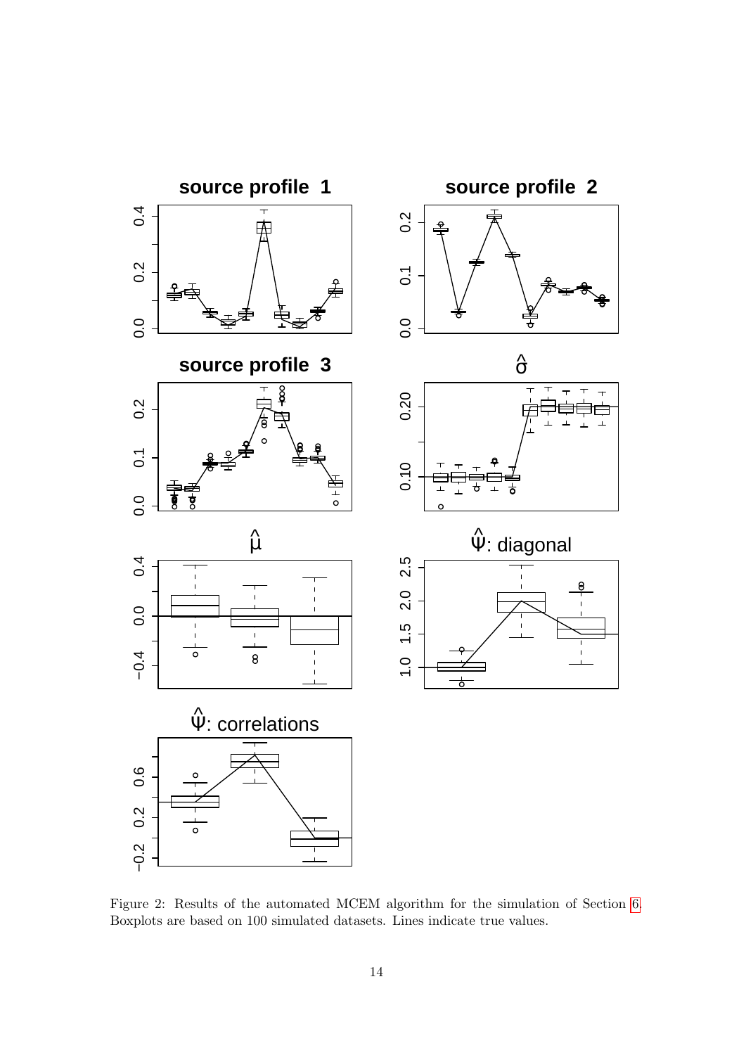Figure 2: Results of the automated MCEM algorithm for the simulation of Section 6. Boxplots are based on 100 simulated datasets. Lines indicate true values.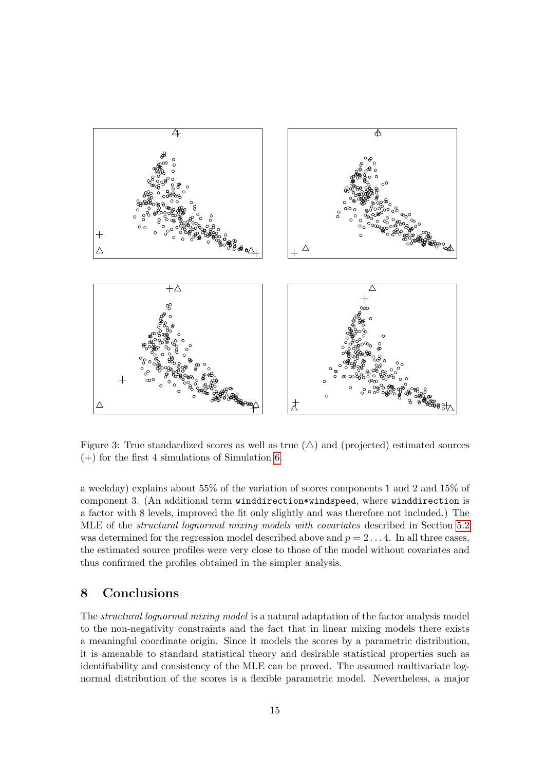Figure 3: True standardized scores as well as true (△) and (projected) estimated sources (+) for the first 4 simulations of Simulation 6.

a weekday) explains about 55% of the variation of scores components 1 and 2 and 15% of component 3. (An additional term `winddirection*windspeed`, where `winddirection` is a factor with 8 levels, improved the fit only slightly and was therefore not included.) The MLE of the *structural lognormal mixing models with covariates* described in Section 5.2 was determined for the regression model described above and $p = 2 \ldots 4$. In all three cases, the estimated source profiles were very close to those of the model without covariates and thus confirmed the profiles obtained in the simpler analysis.

## 8 Conclusions

The *structural lognormal mixing model* is a natural adaptation of the factor analysis model to the non-negativity constraints and the fact that in linear mixing models there exists a meaningful coordinate origin. Since it models the scores by a parametric distribution, it is amenable to standard statistical theory and desirable statistical properties such as identifiability and consistency of the MLE can be proved. The assumed multivariate lognormal distribution of the scores is a flexible parametric model. Nevertheless, a major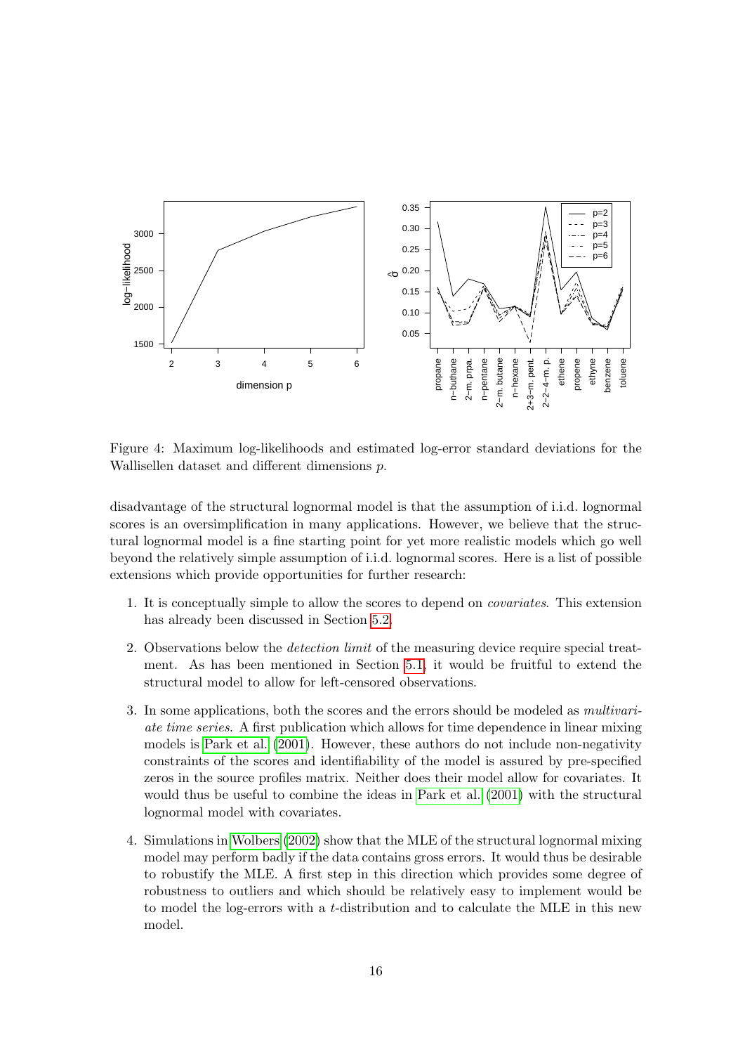Figure 4: Maximum log-likelihoods and estimated log-error standard deviations for the Wallisellen dataset and different dimensions $p$.

disadvantage of the structural lognormal model is that the assumption of i.i.d. lognormal scores is an oversimplification in many applications. However, we believe that the structural lognormal model is a fine starting point for yet more realistic models which go well beyond the relatively simple assumption of i.i.d. lognormal scores. Here is a list of possible extensions which provide opportunities for further research:

1. It is conceptually simple to allow the scores to depend on *covariates*. This extension has already been discussed in Section 5.2.

2. Observations below the *detection limit* of the measuring device require special treatment. As has been mentioned in Section 5.1, it would be fruitful to extend the structural model to allow for left-censored observations.

3. In some applications, both the scores and the errors should be modeled as *multivariate time series*. A first publication which allows for time dependence in linear mixing models is Park et al. (2001). However, these authors do not include non-negativity constraints of the scores and identifiability of the model is assured by pre-specified zeros in the source profiles matrix. Neither does their model allow for covariates. It would thus be useful to combine the ideas in Park et al. (2001) with the structural lognormal model with covariates.

4. Simulations in Wolbers (2002) show that the MLE of the structural lognormal mixing model may perform badly if the data contains gross errors. It would thus be desirable to robustify the MLE. A first step in this direction which provides some degree of robustness to outliers and which should be relatively easy to implement would be to model the log-errors with a $t$-distribution and to calculate the MLE in this new model.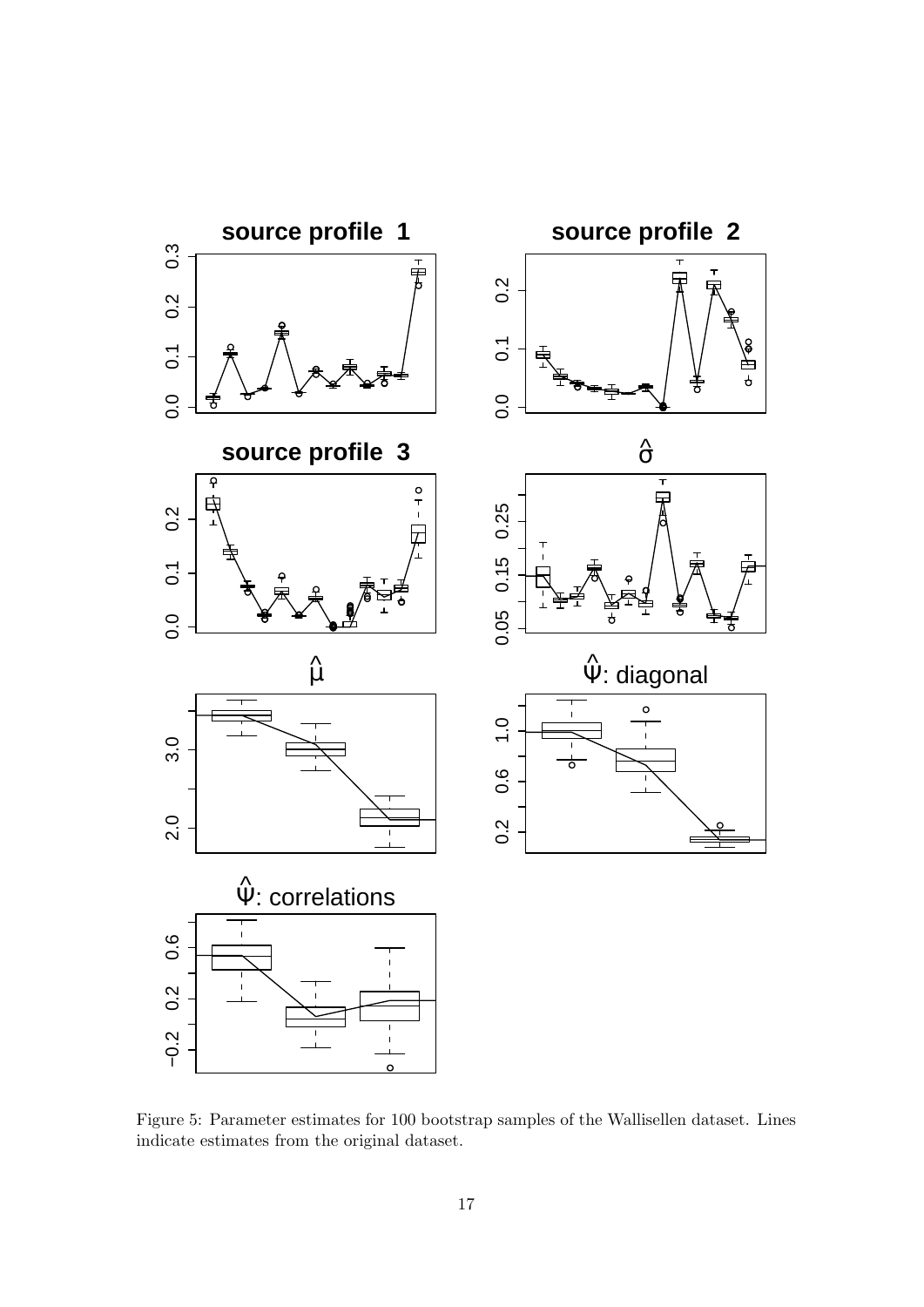Figure 5: Parameter estimates for 100 bootstrap samples of the Wallisellen dataset. Lines indicate estimates from the original dataset.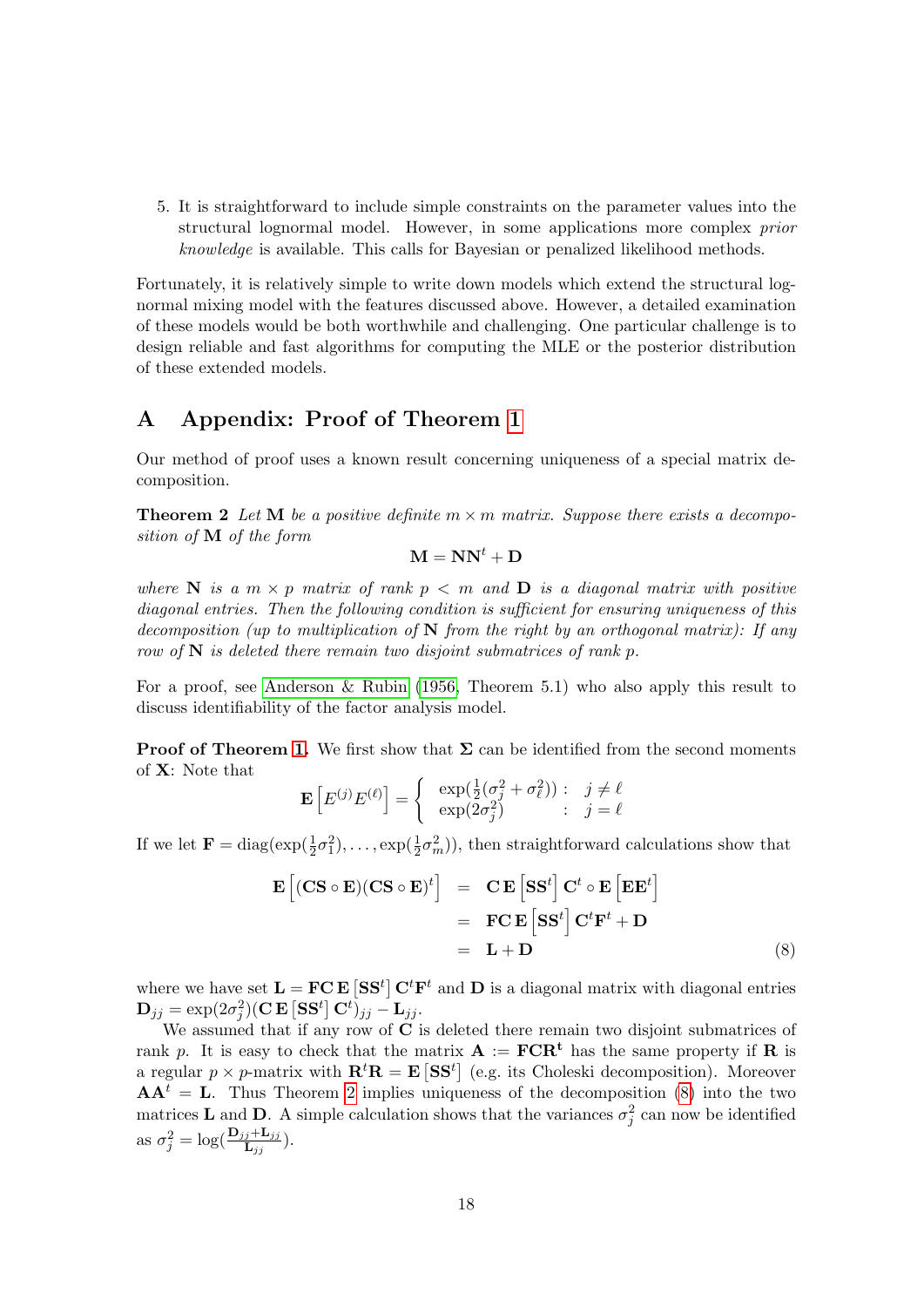5. It is straightforward to include simple constraints on the parameter values into the structural lognormal model. However, in some applications more complex *prior knowledge* is available. This calls for Bayesian or penalized likelihood methods.

Fortunately, it is relatively simple to write down models which extend the structural lognormal mixing model with the features discussed above. However, a detailed examination of these models would be both worthwhile and challenging. One particular challenge is to design reliable and fast algorithms for computing the MLE or the posterior distribution of these extended models.

## A Appendix: Proof of Theorem 1

Our method of proof uses a known result concerning uniqueness of a special matrix decomposition.

**Theorem 2** *Let $\mathbf{M}$ be a positive definite $m \times m$ matrix. Suppose there exists a decomposition of $\mathbf{M}$ of the form*

$$\mathbf{M} = \mathbf{N}\mathbf{N}^t + \mathbf{D}$$

*where $\mathbf{N}$ is a $m \times p$ matrix of rank $p < m$ and $\mathbf{D}$ is a diagonal matrix with positive diagonal entries. Then the following condition is sufficient for ensuring uniqueness of this decomposition (up to multiplication of $\mathbf{N}$ from the right by an orthogonal matrix): If any row of $\mathbf{N}$ is deleted there remain two disjoint submatrices of rank $p$.*

For a proof, see Anderson & Rubin (1956, Theorem 5.1) who also apply this result to discuss identifiability of the factor analysis model.

**Proof of Theorem 1.** We first show that $\mathbf{\Sigma}$ can be identified from the second moments of $\mathbf{X}$: Note that

$$\mathbf{E}\left[E^{(j)}E^{(\ell)}\right] = \begin{cases} \exp(\frac{1}{2}(\sigma_j^2 + \sigma_\ell^2)) : & j \neq \ell \\ \exp(2\sigma_j^2) & : \ j = \ell \end{cases}$$

If we let $\mathbf{F} = \text{diag}(\exp(\frac{1}{2}\sigma_1^2), \ldots, \exp(\frac{1}{2}\sigma_m^2))$, then straightforward calculations show that

$$\begin{aligned} \mathbf{E}\left[(\mathbf{CS} \circ \mathbf{E})(\mathbf{CS} \circ \mathbf{E})^t\right] &= \mathbf{C}\,\mathbf{E}\left[\mathbf{SS}^t\right]\mathbf{C}^t \circ \mathbf{E}\left[\mathbf{EE}^t\right] \\ &= \mathbf{FC}\,\mathbf{E}\left[\mathbf{SS}^t\right]\mathbf{C}^t\mathbf{F}^t + \mathbf{D} \\ &= \mathbf{L} + \mathbf{D} \end{aligned} \tag{8}$$

where we have set $\mathbf{L} = \mathbf{FC}\,\mathbf{E}\left[\mathbf{SS}^t\right]\mathbf{C}^t\mathbf{F}^t$ and $\mathbf{D}$ is a diagonal matrix with diagonal entries $\mathbf{D}_{jj} = \exp(2\sigma_j^2)(\mathbf{C}\,\mathbf{E}\left[\mathbf{SS}^t\right]\mathbf{C}^t)_{jj} - \mathbf{L}_{jj}$.

We assumed that if any row of $\mathbf{C}$ is deleted there remain two disjoint submatrices of rank $p$. It is easy to check that the matrix $\mathbf{A} := \mathbf{FCR^t}$ has the same property if $\mathbf{R}$ is a regular $p \times p$-matrix with $\mathbf{R}^t\mathbf{R} = \mathbf{E}\left[\mathbf{SS}^t\right]$ (e.g. its Choleski decomposition). Moreover $\mathbf{AA}^t = \mathbf{L}$. Thus Theorem 2 implies uniqueness of the decomposition (8) into the two matrices $\mathbf{L}$ and $\mathbf{D}$. A simple calculation shows that the variances $\sigma_j^2$ can now be identified as $\sigma_j^2 = \log(\frac{\mathbf{D}_{jj} + \mathbf{L}_{jj}}{\mathbf{L}_{jj}})$.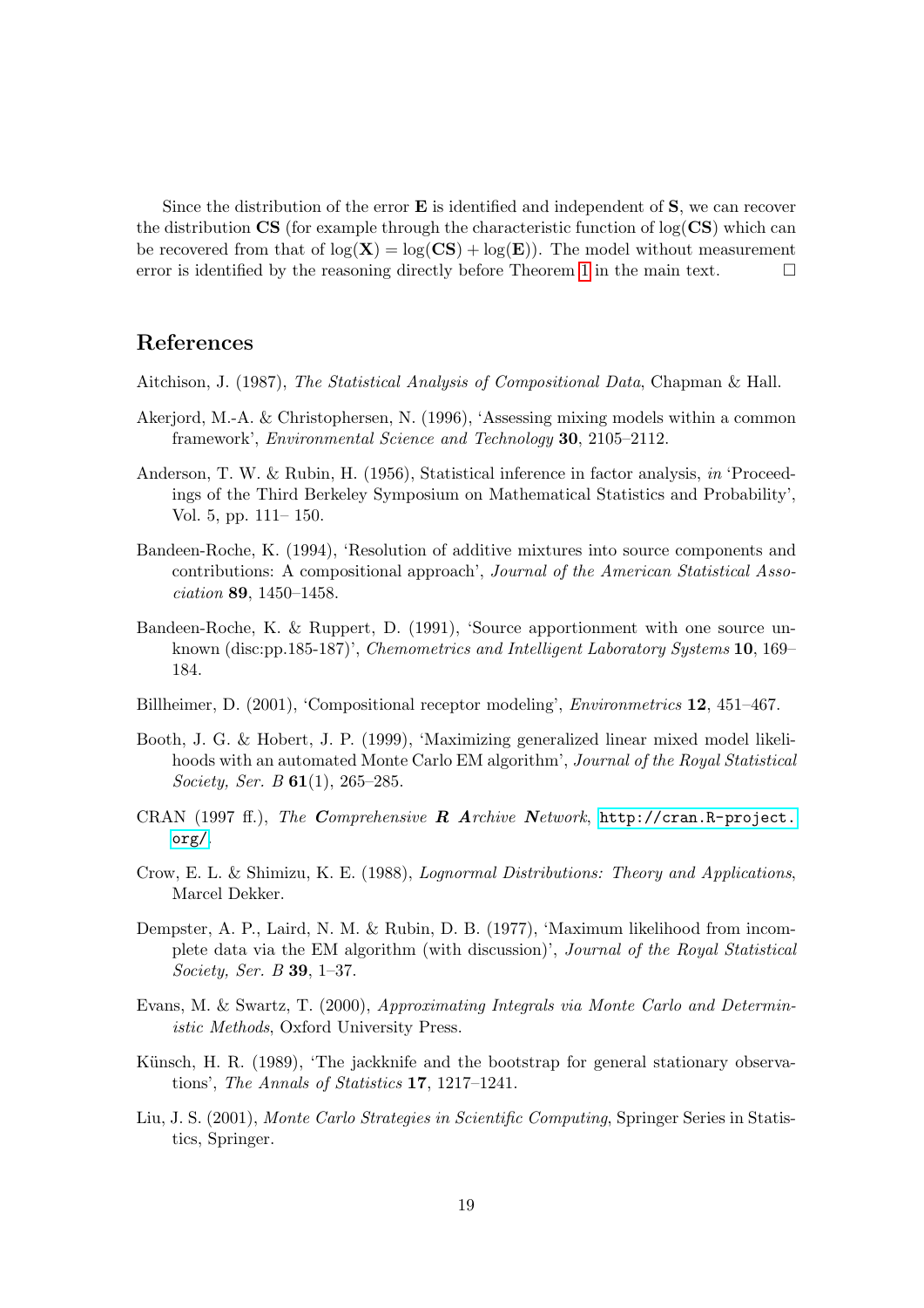Since the distribution of the error $\mathbf{E}$ is identified and independent of $\mathbf{S}$, we can recover the distribution $\mathbf{CS}$ (for example through the characteristic function of $\log(\mathbf{CS})$ which can be recovered from that of $\log(\mathbf{X}) = \log(\mathbf{CS}) + \log(\mathbf{E})$). The model without measurement error is identified by the reasoning directly before Theorem 1 in the main text. □

## References

Aitchison, J. (1987), *The Statistical Analysis of Compositional Data*, Chapman & Hall.

Akerjord, M.-A. & Christophersen, N. (1996), 'Assessing mixing models within a common framework', *Environmental Science and Technology* **30**, 2105–2112.

Anderson, T. W. & Rubin, H. (1956), Statistical inference in factor analysis, *in* 'Proceedings of the Third Berkeley Symposium on Mathematical Statistics and Probability', Vol. 5, pp. 111– 150.

Bandeen-Roche, K. (1994), 'Resolution of additive mixtures into source components and contributions: A compositional approach', *Journal of the American Statistical Association* **89**, 1450–1458.

Bandeen-Roche, K. & Ruppert, D. (1991), 'Source apportionment with one source unknown (disc:pp.185-187)', *Chemometrics and Intelligent Laboratory Systems* **10**, 169–184.

Billheimer, D. (2001), 'Compositional receptor modeling', *Environmetrics* **12**, 451–467.

Booth, J. G. & Hobert, J. P. (1999), 'Maximizing generalized linear mixed model likelihoods with an automated Monte Carlo EM algorithm', *Journal of the Royal Statistical Society, Ser. B* **61**(1), 265–285.

CRAN (1997 ff.), *The **C**omprehensive **R** **A**rchive **N**etwork*, http://cran.R-project.org/.

Crow, E. L. & Shimizu, K. E. (1988), *Lognormal Distributions: Theory and Applications*, Marcel Dekker.

Dempster, A. P., Laird, N. M. & Rubin, D. B. (1977), 'Maximum likelihood from incomplete data via the EM algorithm (with discussion)', *Journal of the Royal Statistical Society, Ser. B* **39**, 1–37.

Evans, M. & Swartz, T. (2000), *Approximating Integrals via Monte Carlo and Deterministic Methods*, Oxford University Press.

Künsch, H. R. (1989), 'The jackknife and the bootstrap for general stationary observations', *The Annals of Statistics* **17**, 1217–1241.

Liu, J. S. (2001), *Monte Carlo Strategies in Scientific Computing*, Springer Series in Statistics, Springer.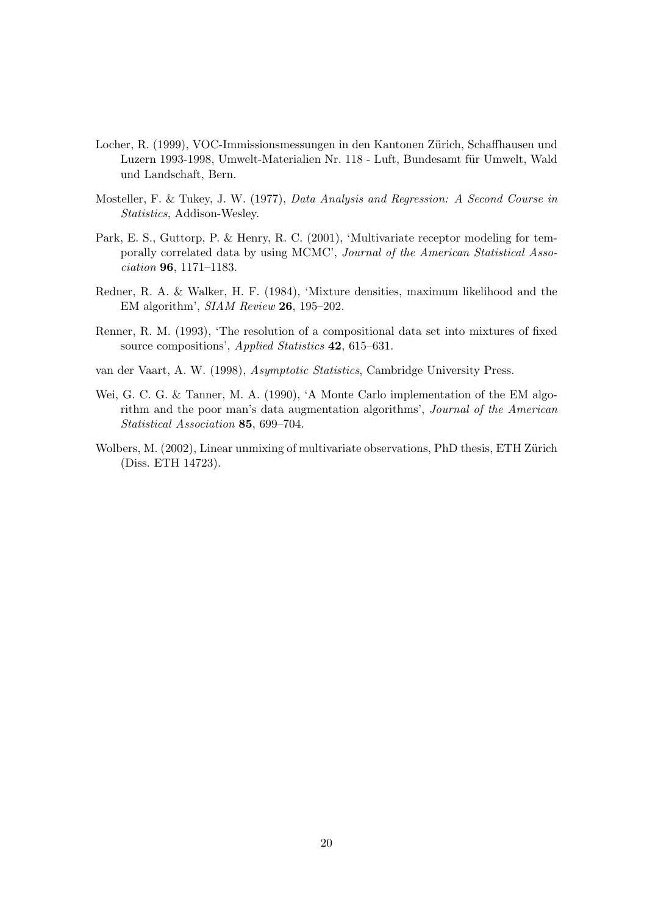Locher, R. (1999), VOC-Immissionsmessungen in den Kantonen Zürich, Schaffhausen und Luzern 1993-1998, Umwelt-Materialien Nr. 118 - Luft, Bundesamt für Umwelt, Wald und Landschaft, Bern.

Mosteller, F. & Tukey, J. W. (1977), *Data Analysis and Regression: A Second Course in Statistics*, Addison-Wesley.

Park, E. S., Guttorp, P. & Henry, R. C. (2001), 'Multivariate receptor modeling for temporally correlated data by using MCMC', *Journal of the American Statistical Association* **96**, 1171–1183.

Redner, R. A. & Walker, H. F. (1984), 'Mixture densities, maximum likelihood and the EM algorithm', *SIAM Review* **26**, 195–202.

Renner, R. M. (1993), 'The resolution of a compositional data set into mixtures of fixed source compositions', *Applied Statistics* **42**, 615–631.

van der Vaart, A. W. (1998), *Asymptotic Statistics*, Cambridge University Press.

Wei, G. C. G. & Tanner, M. A. (1990), 'A Monte Carlo implementation of the EM algorithm and the poor man's data augmentation algorithms', *Journal of the American Statistical Association* **85**, 699–704.

Wolbers, M. (2002), Linear unmixing of multivariate observations, PhD thesis, ETH Zürich (Diss. ETH 14723).